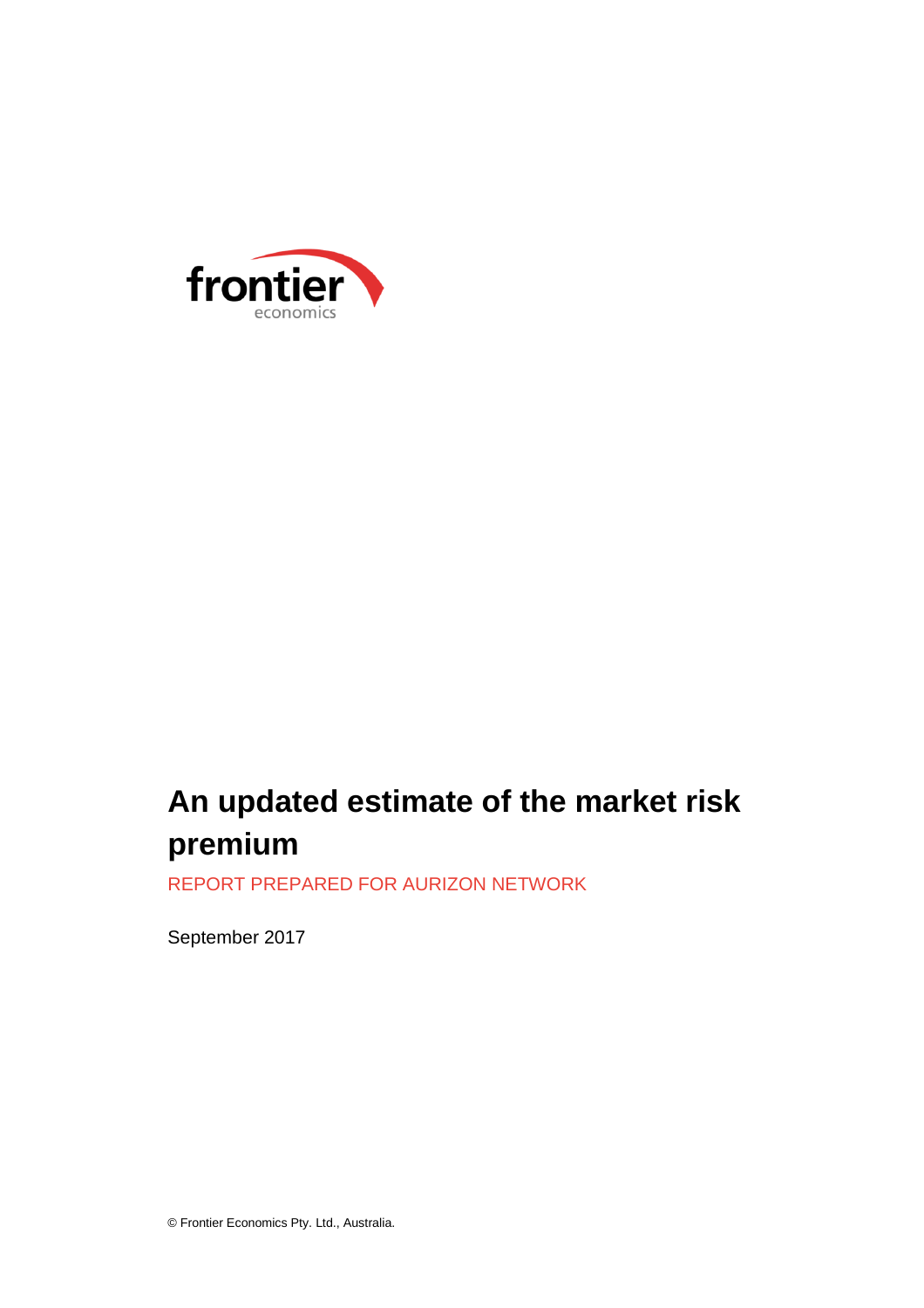frontier economics

# An updated estimate of the market risk premium

REPORT PREPARED FOR AURIZON NETWORK

September 2017

© Frontier Economics Pty. Ltd., Australia.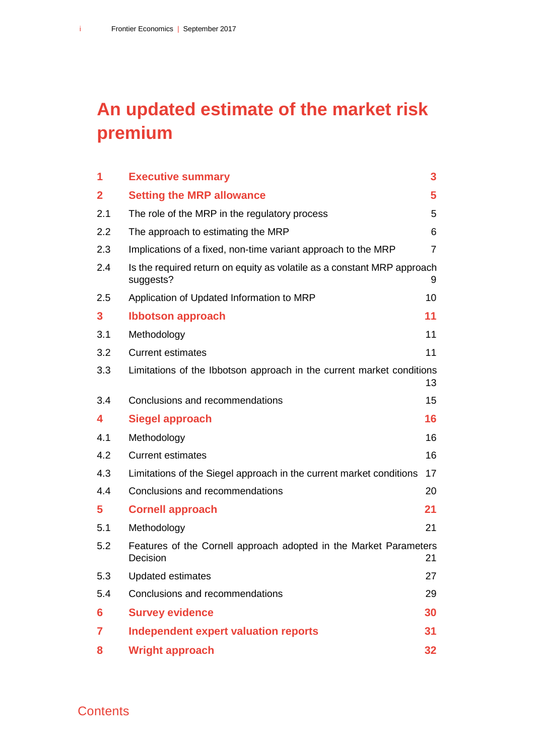# An updated estimate of the market risk premium

| | | |
|---|---|---|
| **1** | **Executive summary** | **3** |
| **2** | **Setting the MRP allowance** | **5** |
| 2.1 | The role of the MRP in the regulatory process | 5 |
| 2.2 | The approach to estimating the MRP | 6 |
| 2.3 | Implications of a fixed, non-time variant approach to the MRP | 7 |
| 2.4 | Is the required return on equity as volatile as a constant MRP approach suggests? | 9 |
| 2.5 | Application of Updated Information to MRP | 10 |
| **3** | **Ibbotson approach** | **11** |
| 3.1 | Methodology | 11 |
| 3.2 | Current estimates | 11 |
| 3.3 | Limitations of the Ibbotson approach in the current market conditions | 13 |
| 3.4 | Conclusions and recommendations | 15 |
| **4** | **Siegel approach** | **16** |
| 4.1 | Methodology | 16 |
| 4.2 | Current estimates | 16 |
| 4.3 | Limitations of the Siegel approach in the current market conditions | 17 |
| 4.4 | Conclusions and recommendations | 20 |
| **5** | **Cornell approach** | **21** |
| 5.1 | Methodology | 21 |
| 5.2 | Features of the Cornell approach adopted in the Market Parameters Decision | 21 |
| 5.3 | Updated estimates | 27 |
| 5.4 | Conclusions and recommendations | 29 |
| **6** | **Survey evidence** | **30** |
| **7** | **Independent expert valuation reports** | **31** |
| **8** | **Wright approach** | **32** |

Contents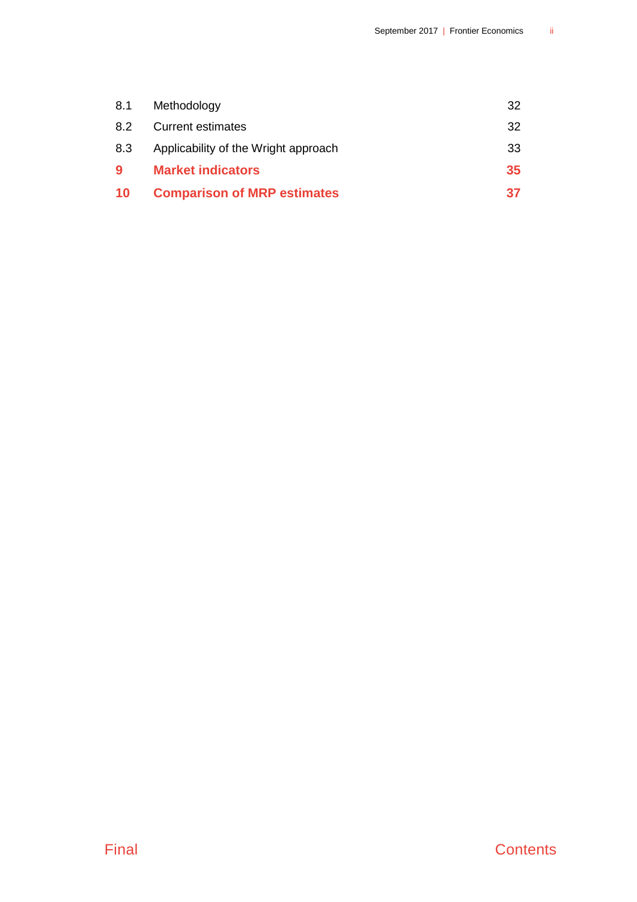| | | |
|---|---|---|
| 8.1 | Methodology | 32 |
| 8.2 | Current estimates | 32 |
| 8.3 | Applicability of the Wright approach | 33 |
| **9** | **Market indicators** | **35** |
| **10** | **Comparison of MRP estimates** | **37** |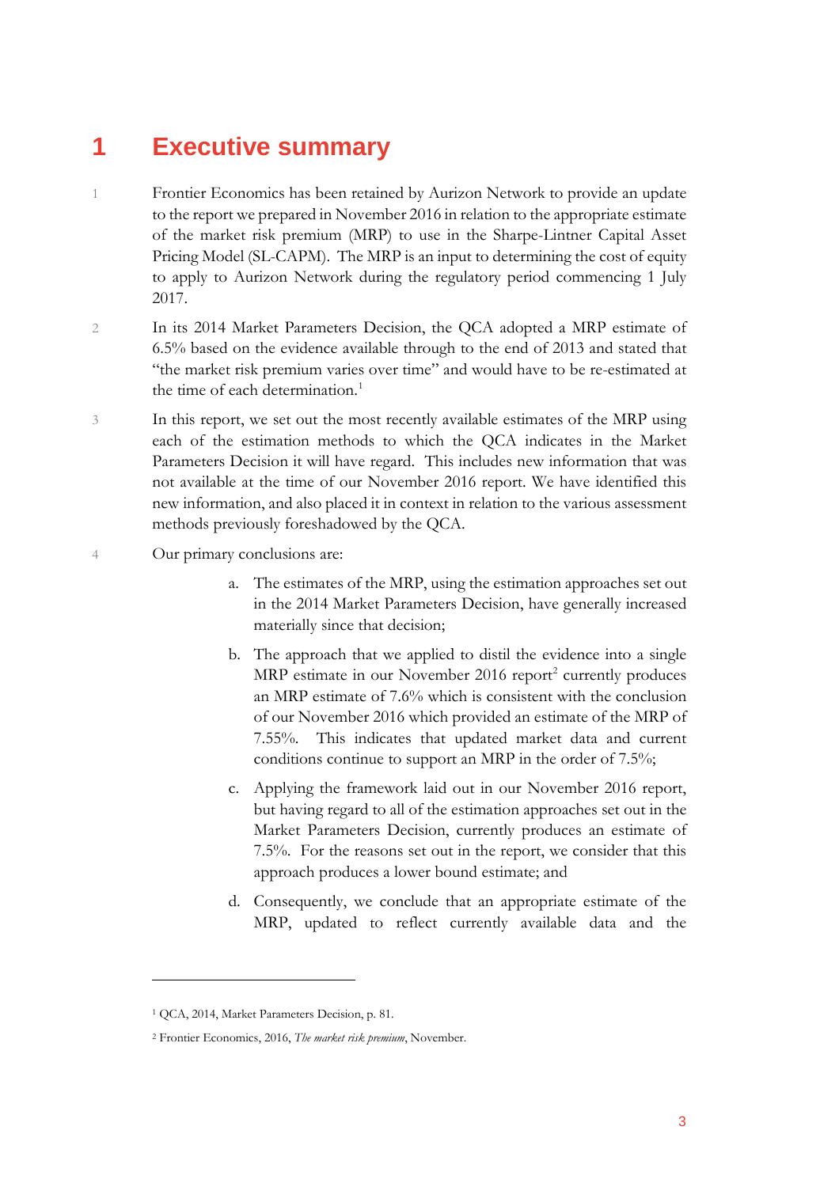# 1 Executive summary

1 Frontier Economics has been retained by Aurizon Network to provide an update to the report we prepared in November 2016 in relation to the appropriate estimate of the market risk premium (MRP) to use in the Sharpe-Lintner Capital Asset Pricing Model (SL-CAPM). The MRP is an input to determining the cost of equity to apply to Aurizon Network during the regulatory period commencing 1 July 2017.

2 In its 2014 Market Parameters Decision, the QCA adopted a MRP estimate of 6.5% based on the evidence available through to the end of 2013 and stated that "the market risk premium varies over time" and would have to be re-estimated at the time of each determination.[1]

3 In this report, we set out the most recently available estimates of the MRP using each of the estimation methods to which the QCA indicates in the Market Parameters Decision it will have regard. This includes new information that was not available at the time of our November 2016 report. We have identified this new information, and also placed it in context in relation to the various assessment methods previously foreshadowed by the QCA.

4 Our primary conclusions are:

a. The estimates of the MRP, using the estimation approaches set out in the 2014 Market Parameters Decision, have generally increased materially since that decision;

b. The approach that we applied to distil the evidence into a single MRP estimate in our November 2016 report[2] currently produces an MRP estimate of 7.6% which is consistent with the conclusion of our November 2016 which provided an estimate of the MRP of 7.55%. This indicates that updated market data and current conditions continue to support an MRP in the order of 7.5%;

c. Applying the framework laid out in our November 2016 report, but having regard to all of the estimation approaches set out in the Market Parameters Decision, currently produces an estimate of 7.5%. For the reasons set out in the report, we consider that this approach produces a lower bound estimate; and

d. Consequently, we conclude that an appropriate estimate of the MRP, updated to reflect currently available data and the

---

[1] QCA, 2014, Market Parameters Decision, p. 81.

[2] Frontier Economics, 2016, *The market risk premium*, November.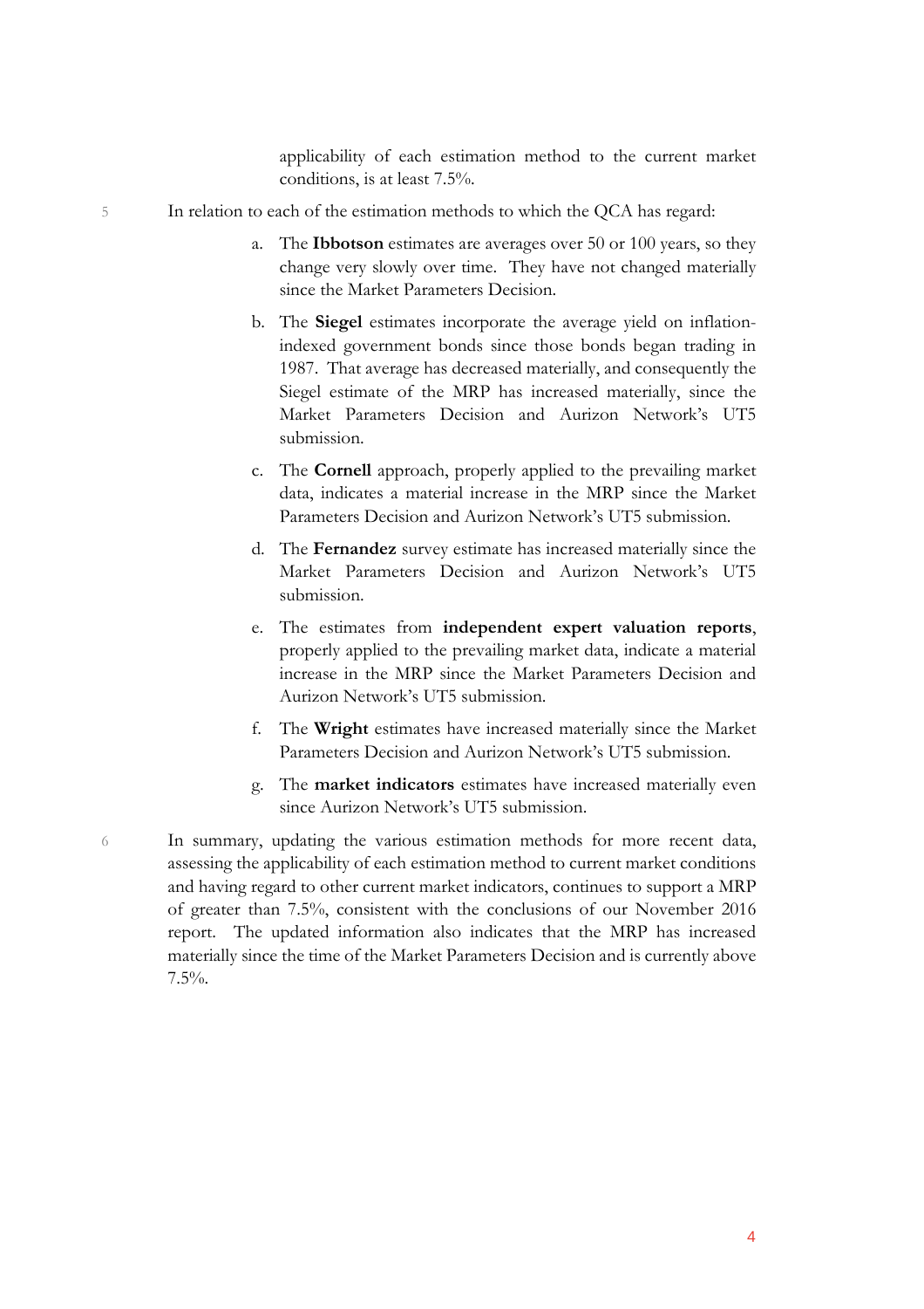applicability of each estimation method to the current market conditions, is at least 7.5%.

5 In relation to each of the estimation methods to which the QCA has regard:

a. The **Ibbotson** estimates are averages over 50 or 100 years, so they change very slowly over time. They have not changed materially since the Market Parameters Decision.

b. The **Siegel** estimates incorporate the average yield on inflation-indexed government bonds since those bonds began trading in 1987. That average has decreased materially, and consequently the Siegel estimate of the MRP has increased materially, since the Market Parameters Decision and Aurizon Network's UT5 submission.

c. The **Cornell** approach, properly applied to the prevailing market data, indicates a material increase in the MRP since the Market Parameters Decision and Aurizon Network's UT5 submission.

d. The **Fernandez** survey estimate has increased materially since the Market Parameters Decision and Aurizon Network's UT5 submission.

e. The estimates from **independent expert valuation reports**, properly applied to the prevailing market data, indicate a material increase in the MRP since the Market Parameters Decision and Aurizon Network's UT5 submission.

f. The **Wright** estimates have increased materially since the Market Parameters Decision and Aurizon Network's UT5 submission.

g. The **market indicators** estimates have increased materially even since Aurizon Network's UT5 submission.

6 In summary, updating the various estimation methods for more recent data, assessing the applicability of each estimation method to current market conditions and having regard to other current market indicators, continues to support a MRP of greater than 7.5%, consistent with the conclusions of our November 2016 report. The updated information also indicates that the MRP has increased materially since the time of the Market Parameters Decision and is currently above 7.5%.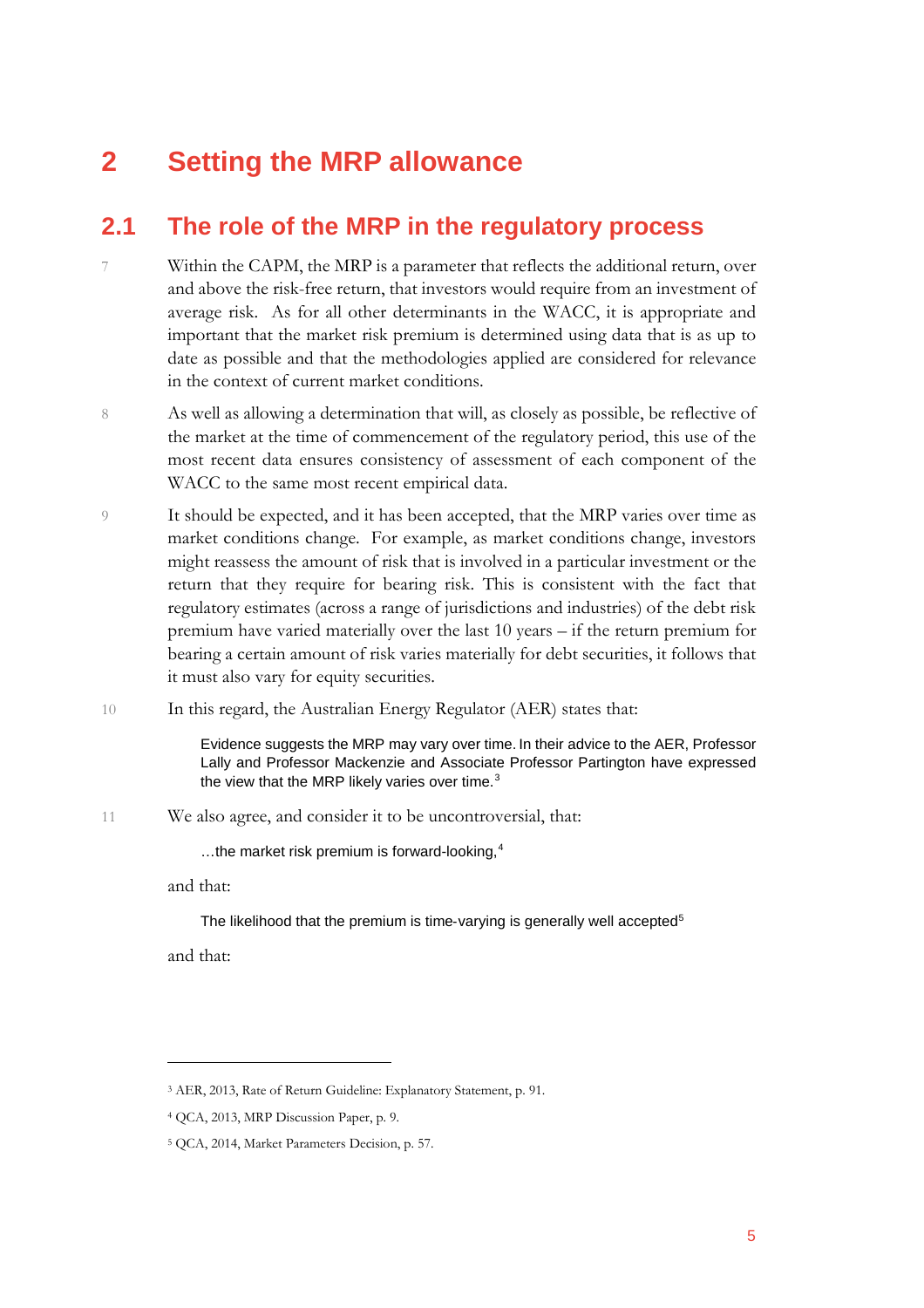# 2 Setting the MRP allowance

## 2.1 The role of the MRP in the regulatory process

7 Within the CAPM, the MRP is a parameter that reflects the additional return, over and above the risk-free return, that investors would require from an investment of average risk. As for all other determinants in the WACC, it is appropriate and important that the market risk premium is determined using data that is as up to date as possible and that the methodologies applied are considered for relevance in the context of current market conditions.

8 As well as allowing a determination that will, as closely as possible, be reflective of the market at the time of commencement of the regulatory period, this use of the most recent data ensures consistency of assessment of each component of the WACC to the same most recent empirical data.

9 It should be expected, and it has been accepted, that the MRP varies over time as market conditions change. For example, as market conditions change, investors might reassess the amount of risk that is involved in a particular investment or the return that they require for bearing risk. This is consistent with the fact that regulatory estimates (across a range of jurisdictions and industries) of the debt risk premium have varied materially over the last 10 years – if the return premium for bearing a certain amount of risk varies materially for debt securities, it follows that it must also vary for equity securities.

10 In this regard, the Australian Energy Regulator (AER) states that:

> Evidence suggests the MRP may vary over time. In their advice to the AER, Professor Lally and Professor Mackenzie and Associate Professor Partington have expressed the view that the MRP likely varies over time.[3]

11 We also agree, and consider it to be uncontroversial, that:

> …the market risk premium is forward-looking,[4]

and that:

> The likelihood that the premium is time-varying is generally well accepted[5]

and that:

---

[3] AER, 2013, Rate of Return Guideline: Explanatory Statement, p. 91.

[4] QCA, 2013, MRP Discussion Paper, p. 9.

[5] QCA, 2014, Market Parameters Decision, p. 57.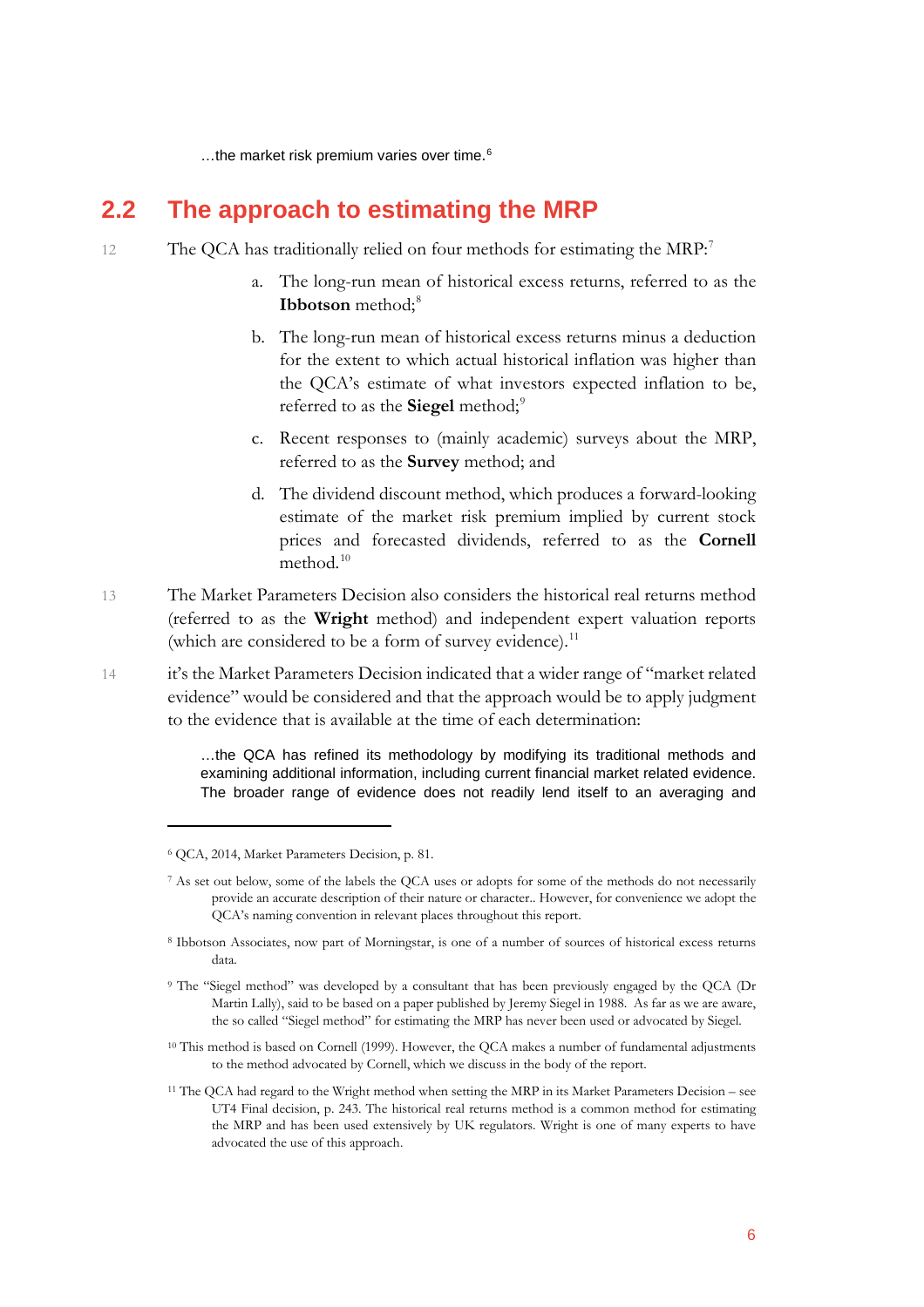> …the market risk premium varies over time.[6]

## 2.2 The approach to estimating the MRP

12 The QCA has traditionally relied on four methods for estimating the MRP:[7]

a. The long-run mean of historical excess returns, referred to as the **Ibbotson** method;[8]

b. The long-run mean of historical excess returns minus a deduction for the extent to which actual historical inflation was higher than the QCA's estimate of what investors expected inflation to be, referred to as the **Siegel** method;[9]

c. Recent responses to (mainly academic) surveys about the MRP, referred to as the **Survey** method; and

d. The dividend discount method, which produces a forward-looking estimate of the market risk premium implied by current stock prices and forecasted dividends, referred to as the **Cornell** method.[10]

13 The Market Parameters Decision also considers the historical real returns method (referred to as the **Wright** method) and independent expert valuation reports (which are considered to be a form of survey evidence).[11]

14 it's the Market Parameters Decision indicated that a wider range of "market related evidence" would be considered and that the approach would be to apply judgment to the evidence that is available at the time of each determination:

> …the QCA has refined its methodology by modifying its traditional methods and examining additional information, including current financial market related evidence. The broader range of evidence does not readily lend itself to an averaging and

---

[6] QCA, 2014, Market Parameters Decision, p. 81.

[7] As set out below, some of the labels the QCA uses or adopts for some of the methods do not necessarily provide an accurate description of their nature or character.. However, for convenience we adopt the QCA's naming convention in relevant places throughout this report.

[8] Ibbotson Associates, now part of Morningstar, is one of a number of sources of historical excess returns data.

[9] The "Siegel method" was developed by a consultant that has been previously engaged by the QCA (Dr Martin Lally), said to be based on a paper published by Jeremy Siegel in 1988. As far as we are aware, the so called "Siegel method" for estimating the MRP has never been used or advocated by Siegel.

[10] This method is based on Cornell (1999). However, the QCA makes a number of fundamental adjustments to the method advocated by Cornell, which we discuss in the body of the report.

[11] The QCA had regard to the Wright method when setting the MRP in its Market Parameters Decision – see UT4 Final decision, p. 243. The historical real returns method is a common method for estimating the MRP and has been used extensively by UK regulators. Wright is one of many experts to have advocated the use of this approach.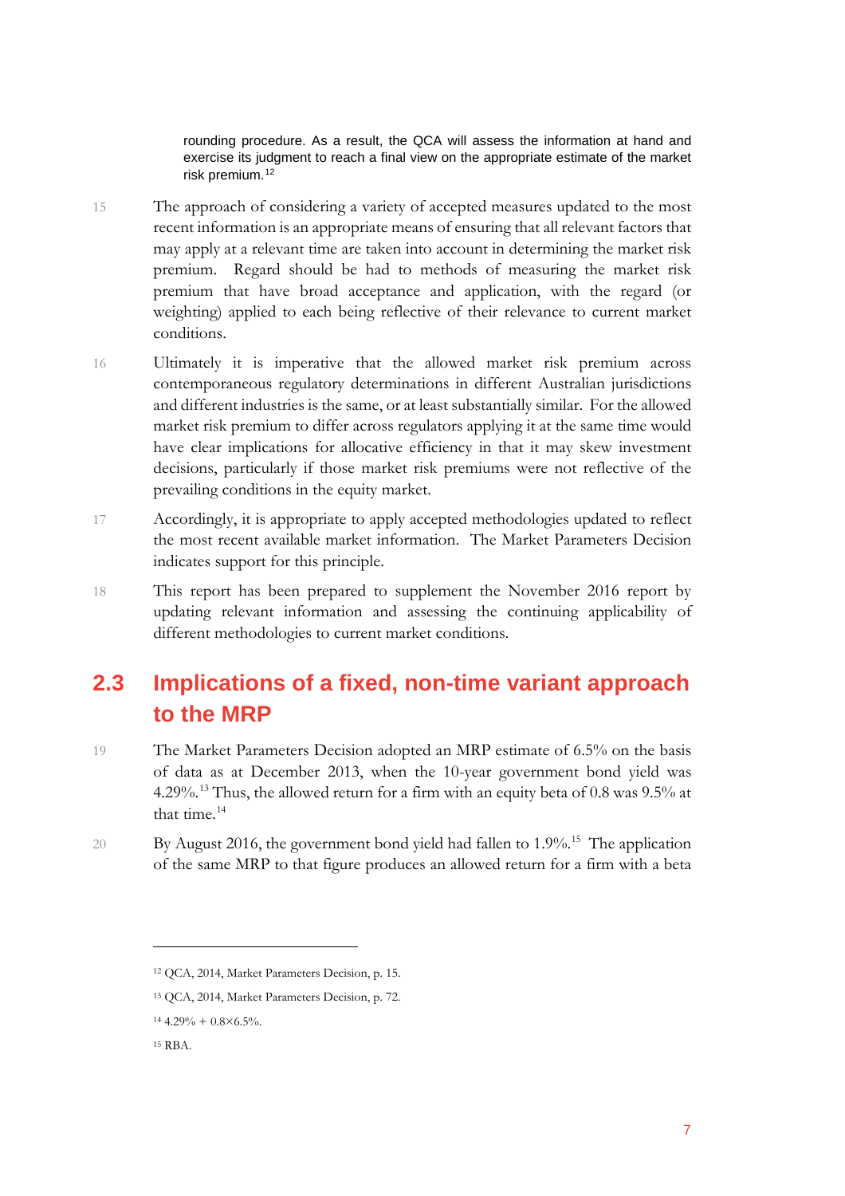rounding procedure. As a result, the QCA will assess the information at hand and exercise its judgment to reach a final view on the appropriate estimate of the market risk premium.[12]

15 The approach of considering a variety of accepted measures updated to the most recent information is an appropriate means of ensuring that all relevant factors that may apply at a relevant time are taken into account in determining the market risk premium. Regard should be had to methods of measuring the market risk premium that have broad acceptance and application, with the regard (or weighting) applied to each being reflective of their relevance to current market conditions.

16 Ultimately it is imperative that the allowed market risk premium across contemporaneous regulatory determinations in different Australian jurisdictions and different industries is the same, or at least substantially similar. For the allowed market risk premium to differ across regulators applying it at the same time would have clear implications for allocative efficiency in that it may skew investment decisions, particularly if those market risk premiums were not reflective of the prevailing conditions in the equity market.

17 Accordingly, it is appropriate to apply accepted methodologies updated to reflect the most recent available market information. The Market Parameters Decision indicates support for this principle.

18 This report has been prepared to supplement the November 2016 report by updating relevant information and assessing the continuing applicability of different methodologies to current market conditions.

## 2.3 Implications of a fixed, non-time variant approach to the MRP

19 The Market Parameters Decision adopted an MRP estimate of 6.5% on the basis of data as at December 2013, when the 10-year government bond yield was 4.29%.[13] Thus, the allowed return for a firm with an equity beta of 0.8 was 9.5% at that time.[14]

20 By August 2016, the government bond yield had fallen to 1.9%.[15] The application of the same MRP to that figure produces an allowed return for a firm with a beta

---

[12] QCA, 2014, Market Parameters Decision, p. 15.

[13] QCA, 2014, Market Parameters Decision, p. 72.

[14] $4.29\% + 0.8 \times 6.5\%$.

[15] RBA.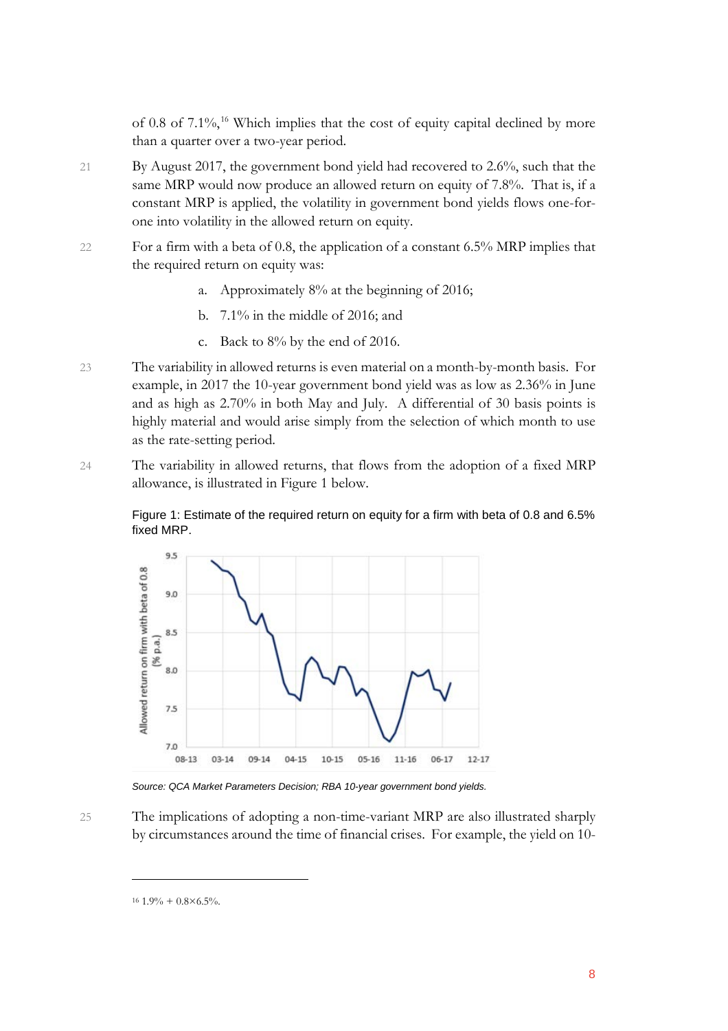of 0.8 of 7.1%,[16] Which implies that the cost of equity capital declined by more than a quarter over a two-year period.

21 By August 2017, the government bond yield had recovered to 2.6%, such that the same MRP would now produce an allowed return on equity of 7.8%. That is, if a constant MRP is applied, the volatility in government bond yields flows one-for-one into volatility in the allowed return on equity.

22 For a firm with a beta of 0.8, the application of a constant 6.5% MRP implies that the required return on equity was:

a. Approximately 8% at the beginning of 2016;

b. 7.1% in the middle of 2016; and

c. Back to 8% by the end of 2016.

23 The variability in allowed returns is even material on a month-by-month basis. For example, in 2017 the 10-year government bond yield was as low as 2.36% in June and as high as 2.70% in both May and July. A differential of 30 basis points is highly material and would arise simply from the selection of which month to use as the rate-setting period.

24 The variability in allowed returns, that flows from the adoption of a fixed MRP allowance, is illustrated in Figure 1 below.

Figure 1: Estimate of the required return on equity for a firm with beta of 0.8 and 6.5% fixed MRP.

*Source: QCA Market Parameters Decision; RBA 10-year government bond yields.*

25 The implications of adopting a non-time-variant MRP are also illustrated sharply by circumstances around the time of financial crises. For example, the yield on 10-

[16] 1.9% + 0.8×6.5%.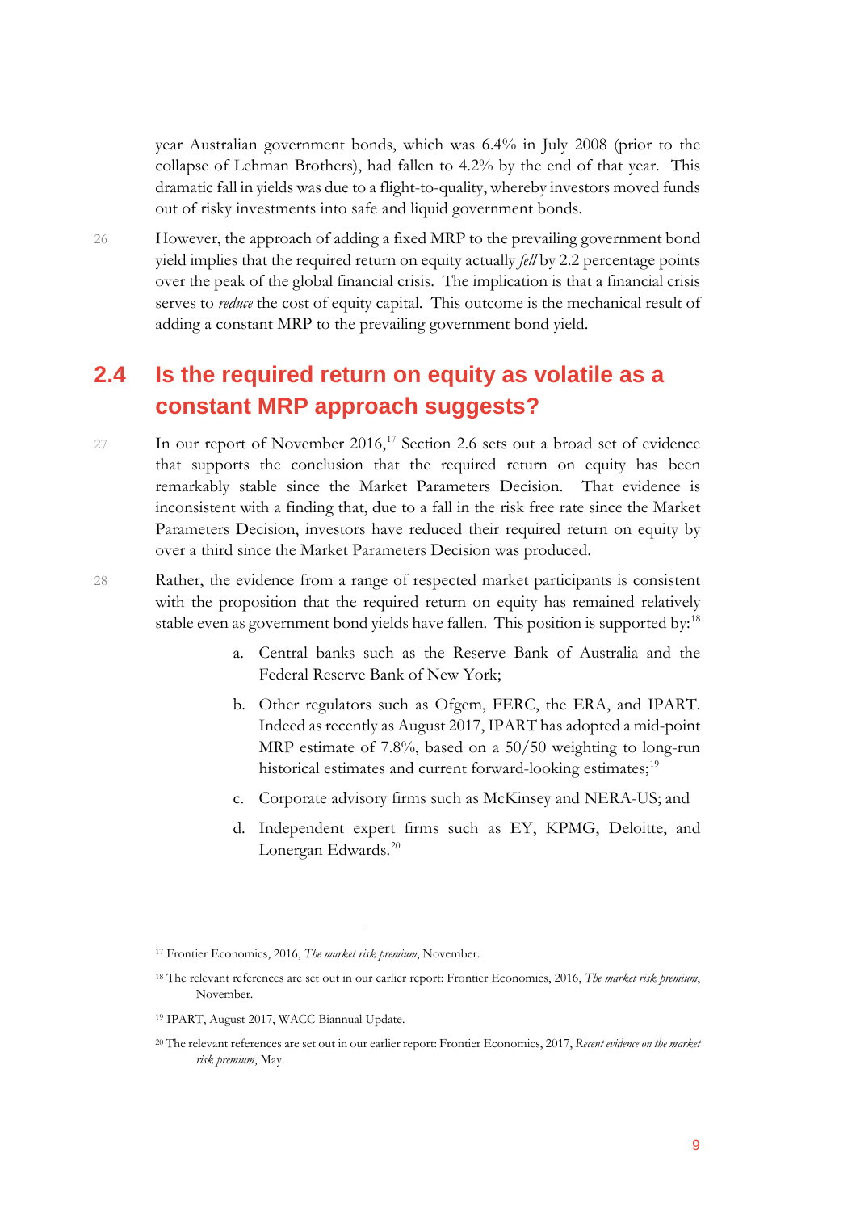year Australian government bonds, which was 6.4% in July 2008 (prior to the collapse of Lehman Brothers), had fallen to 4.2% by the end of that year. This dramatic fall in yields was due to a flight-to-quality, whereby investors moved funds out of risky investments into safe and liquid government bonds.

26 However, the approach of adding a fixed MRP to the prevailing government bond yield implies that the required return on equity actually *fell* by 2.2 percentage points over the peak of the global financial crisis. The implication is that a financial crisis serves to *reduce* the cost of equity capital. This outcome is the mechanical result of adding a constant MRP to the prevailing government bond yield.

## 2.4 Is the required return on equity as volatile as a constant MRP approach suggests?

27 In our report of November 2016,[17] Section 2.6 sets out a broad set of evidence that supports the conclusion that the required return on equity has been remarkably stable since the Market Parameters Decision. That evidence is inconsistent with a finding that, due to a fall in the risk free rate since the Market Parameters Decision, investors have reduced their required return on equity by over a third since the Market Parameters Decision was produced.

28 Rather, the evidence from a range of respected market participants is consistent with the proposition that the required return on equity has remained relatively stable even as government bond yields have fallen. This position is supported by:[18]

a. Central banks such as the Reserve Bank of Australia and the Federal Reserve Bank of New York;

b. Other regulators such as Ofgem, FERC, the ERA, and IPART. Indeed as recently as August 2017, IPART has adopted a mid-point MRP estimate of 7.8%, based on a 50/50 weighting to long-run historical estimates and current forward-looking estimates;[19]

c. Corporate advisory firms such as McKinsey and NERA-US; and

d. Independent expert firms such as EY, KPMG, Deloitte, and Lonergan Edwards.[20]

---

[17] Frontier Economics, 2016, *The market risk premium*, November.

[18] The relevant references are set out in our earlier report: Frontier Economics, 2016, *The market risk premium*, November.

[19] IPART, August 2017, WACC Biannual Update.

[20] The relevant references are set out in our earlier report: Frontier Economics, 2017, *Recent evidence on the market risk premium*, May.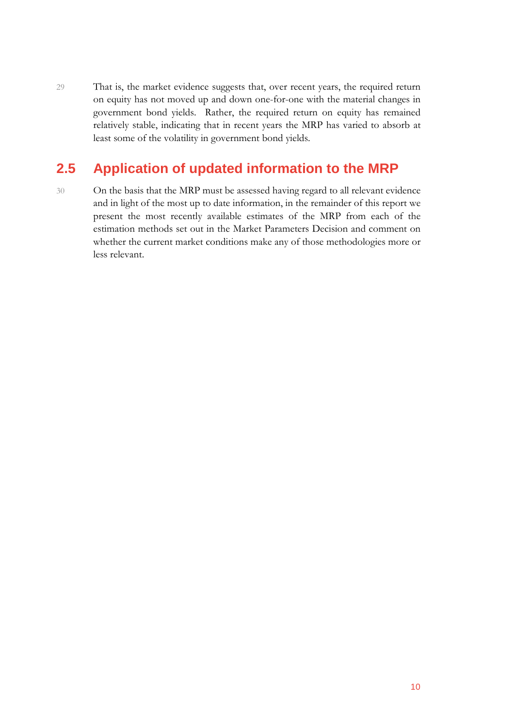29 That is, the market evidence suggests that, over recent years, the required return on equity has not moved up and down one-for-one with the material changes in government bond yields. Rather, the required return on equity has remained relatively stable, indicating that in recent years the MRP has varied to absorb at least some of the volatility in government bond yields.

## 2.5 Application of updated information to the MRP

30 On the basis that the MRP must be assessed having regard to all relevant evidence and in light of the most up to date information, in the remainder of this report we present the most recently available estimates of the MRP from each of the estimation methods set out in the Market Parameters Decision and comment on whether the current market conditions make any of those methodologies more or less relevant.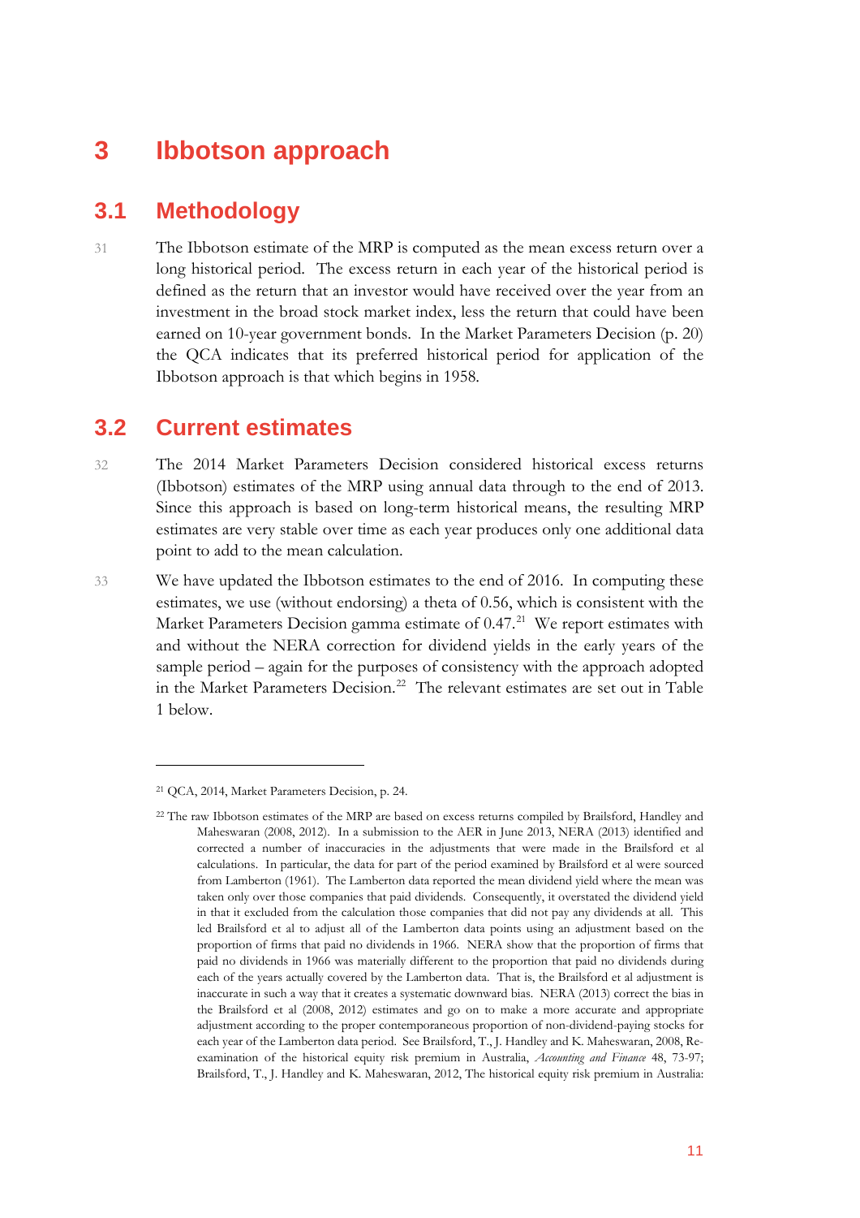# 3 Ibbotson approach

## 3.1 Methodology

31 The Ibbotson estimate of the MRP is computed as the mean excess return over a long historical period. The excess return in each year of the historical period is defined as the return that an investor would have received over the year from an investment in the broad stock market index, less the return that could have been earned on 10-year government bonds. In the Market Parameters Decision (p. 20) the QCA indicates that its preferred historical period for application of the Ibbotson approach is that which begins in 1958.

## 3.2 Current estimates

32 The 2014 Market Parameters Decision considered historical excess returns (Ibbotson) estimates of the MRP using annual data through to the end of 2013. Since this approach is based on long-term historical means, the resulting MRP estimates are very stable over time as each year produces only one additional data point to add to the mean calculation.

33 We have updated the Ibbotson estimates to the end of 2016. In computing these estimates, we use (without endorsing) a theta of 0.56, which is consistent with the Market Parameters Decision gamma estimate of 0.47.[21] We report estimates with and without the NERA correction for dividend yields in the early years of the sample period – again for the purposes of consistency with the approach adopted in the Market Parameters Decision.[22] The relevant estimates are set out in Table 1 below.

---

[21] QCA, 2014, Market Parameters Decision, p. 24.

[22] The raw Ibbotson estimates of the MRP are based on excess returns compiled by Brailsford, Handley and Maheswaran (2008, 2012). In a submission to the AER in June 2013, NERA (2013) identified and corrected a number of inaccuracies in the adjustments that were made in the Brailsford et al calculations. In particular, the data for part of the period examined by Brailsford et al were sourced from Lamberton (1961). The Lamberton data reported the mean dividend yield where the mean was taken only over those companies that paid dividends. Consequently, it overstated the dividend yield in that it excluded from the calculation those companies that did not pay any dividends at all. This led Brailsford et al to adjust all of the Lamberton data points using an adjustment based on the proportion of firms that paid no dividends in 1966. NERA show that the proportion of firms that paid no dividends in 1966 was materially different to the proportion that paid no dividends during each of the years actually covered by the Lamberton data. That is, the Brailsford et al adjustment is inaccurate in such a way that it creates a systematic downward bias. NERA (2013) correct the bias in the Brailsford et al (2008, 2012) estimates and go on to make a more accurate and appropriate adjustment according to the proper contemporaneous proportion of non-dividend-paying stocks for each year of the Lamberton data period. See Brailsford, T., J. Handley and K. Maheswaran, 2008, Re-examination of the historical equity risk premium in Australia, *Accounting and Finance* 48, 73-97; Brailsford, T., J. Handley and K. Maheswaran, 2012, The historical equity risk premium in Australia: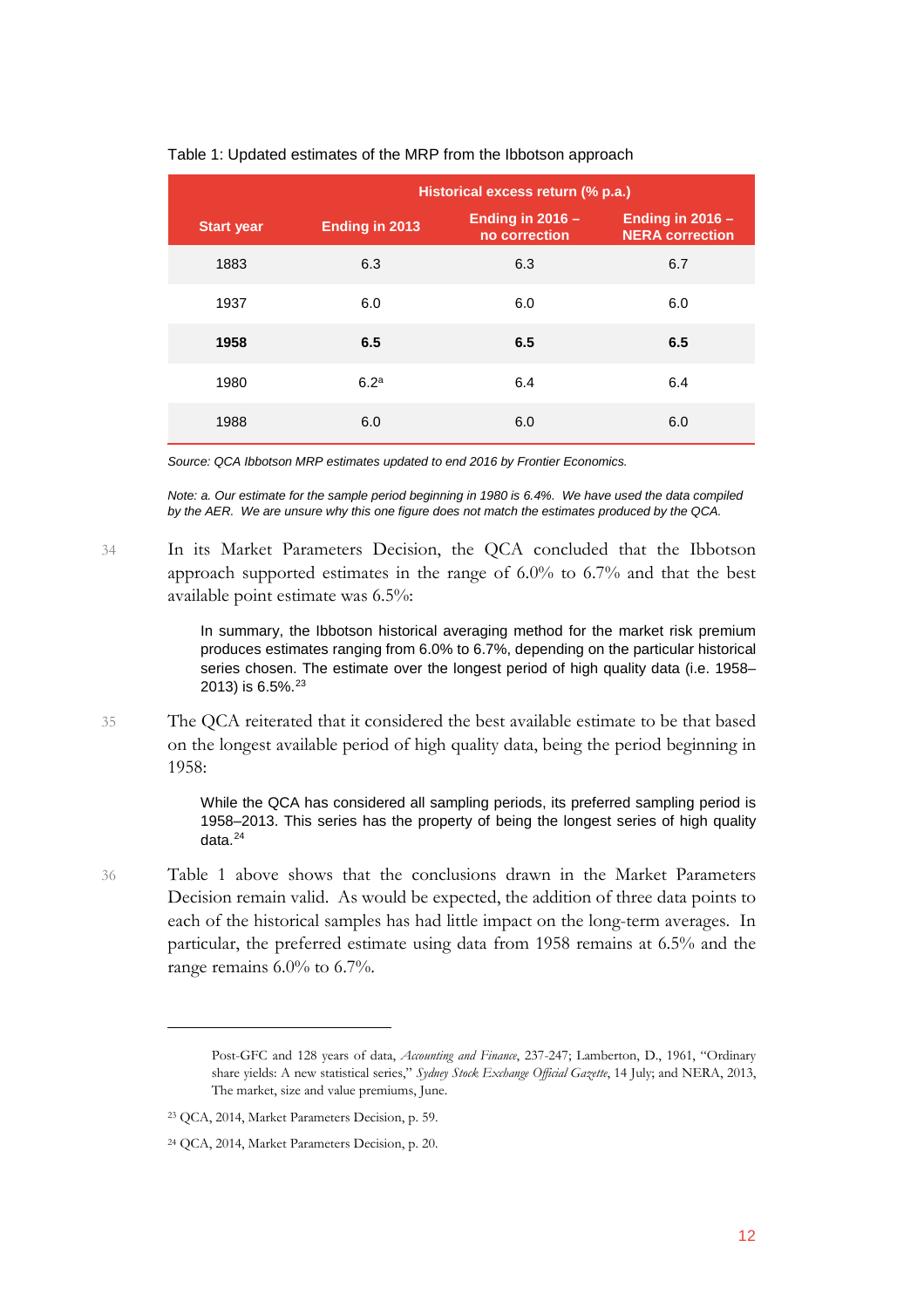Table 1: Updated estimates of the MRP from the Ibbotson approach

| | Historical excess return (% p.a.) | | |
|---|---|---|---|
| **Start year** | **Ending in 2013** | **Ending in 2016 – no correction** | **Ending in 2016 – NERA correction** |
| 1883 | 6.3 | 6.3 | 6.7 |
| 1937 | 6.0 | 6.0 | 6.0 |
| **1958** | **6.5** | **6.5** | **6.5** |
| 1980 | 6.2[a] | 6.4 | 6.4 |
| 1988 | 6.0 | 6.0 | 6.0 |

*Source: QCA Ibbotson MRP estimates updated to end 2016 by Frontier Economics.*

*Note: a. Our estimate for the sample period beginning in 1980 is 6.4%. We have used the data compiled by the AER. We are unsure why this one figure does not match the estimates produced by the QCA.*

34 In its Market Parameters Decision, the QCA concluded that the Ibbotson approach supported estimates in the range of 6.0% to 6.7% and that the best available point estimate was 6.5%:

> In summary, the Ibbotson historical averaging method for the market risk premium produces estimates ranging from 6.0% to 6.7%, depending on the particular historical series chosen. The estimate over the longest period of high quality data (i.e. 1958–2013) is 6.5%.[23]

35 The QCA reiterated that it considered the best available estimate to be that based on the longest available period of high quality data, being the period beginning in 1958:

> While the QCA has considered all sampling periods, its preferred sampling period is 1958–2013. This series has the property of being the longest series of high quality data.[24]

36 Table 1 above shows that the conclusions drawn in the Market Parameters Decision remain valid. As would be expected, the addition of three data points to each of the historical samples has had little impact on the long-term averages. In particular, the preferred estimate using data from 1958 remains at 6.5% and the range remains 6.0% to 6.7%.

---

Post-GFC and 128 years of data, *Accounting and Finance*, 237-247; Lamberton, D., 1961, "Ordinary share yields: A new statistical series," *Sydney Stock Exchange Official Gazette*, 14 July; and NERA, 2013, The market, size and value premiums, June.

[23] QCA, 2014, Market Parameters Decision, p. 59.

[24] QCA, 2014, Market Parameters Decision, p. 20.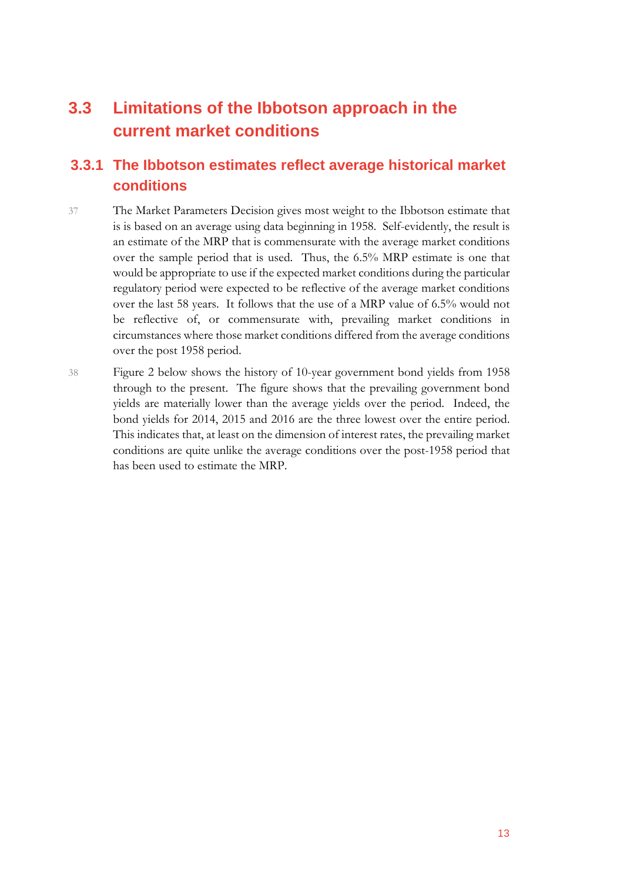## 3.3 Limitations of the Ibbotson approach in the current market conditions

### 3.3.1 The Ibbotson estimates reflect average historical market conditions

37 The Market Parameters Decision gives most weight to the Ibbotson estimate that is is based on an average using data beginning in 1958. Self-evidently, the result is an estimate of the MRP that is commensurate with the average market conditions over the sample period that is used. Thus, the 6.5% MRP estimate is one that would be appropriate to use if the expected market conditions during the particular regulatory period were expected to be reflective of the average market conditions over the last 58 years. It follows that the use of a MRP value of 6.5% would not be reflective of, or commensurate with, prevailing market conditions in circumstances where those market conditions differed from the average conditions over the post 1958 period.

38 Figure 2 below shows the history of 10-year government bond yields from 1958 through to the present. The figure shows that the prevailing government bond yields are materially lower than the average yields over the period. Indeed, the bond yields for 2014, 2015 and 2016 are the three lowest over the entire period. This indicates that, at least on the dimension of interest rates, the prevailing market conditions are quite unlike the average conditions over the post-1958 period that has been used to estimate the MRP.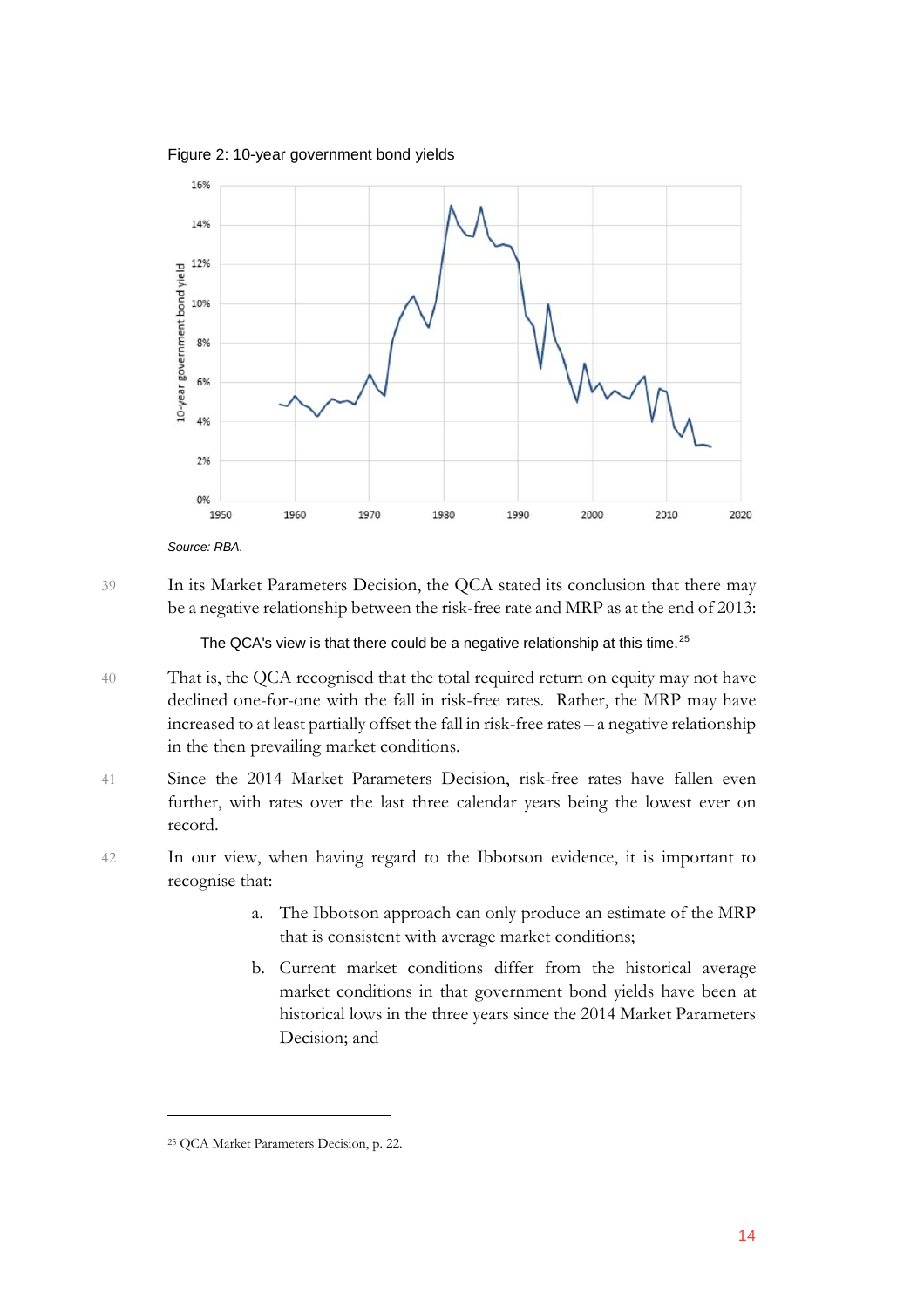Figure 2: 10-year government bond yields

*Source: RBA.*

39 In its Market Parameters Decision, the QCA stated its conclusion that there may be a negative relationship between the risk-free rate and MRP as at the end of 2013:

> The QCA's view is that there could be a negative relationship at this time.[25]

40 That is, the QCA recognised that the total required return on equity may not have declined one-for-one with the fall in risk-free rates. Rather, the MRP may have increased to at least partially offset the fall in risk-free rates – a negative relationship in the then prevailing market conditions.

41 Since the 2014 Market Parameters Decision, risk-free rates have fallen even further, with rates over the last three calendar years being the lowest ever on record.

42 In our view, when having regard to the Ibbotson evidence, it is important to recognise that:

a. The Ibbotson approach can only produce an estimate of the MRP that is consistent with average market conditions;

b. Current market conditions differ from the historical average market conditions in that government bond yields have been at historical lows in the three years since the 2014 Market Parameters Decision; and

---

[25] QCA Market Parameters Decision, p. 22.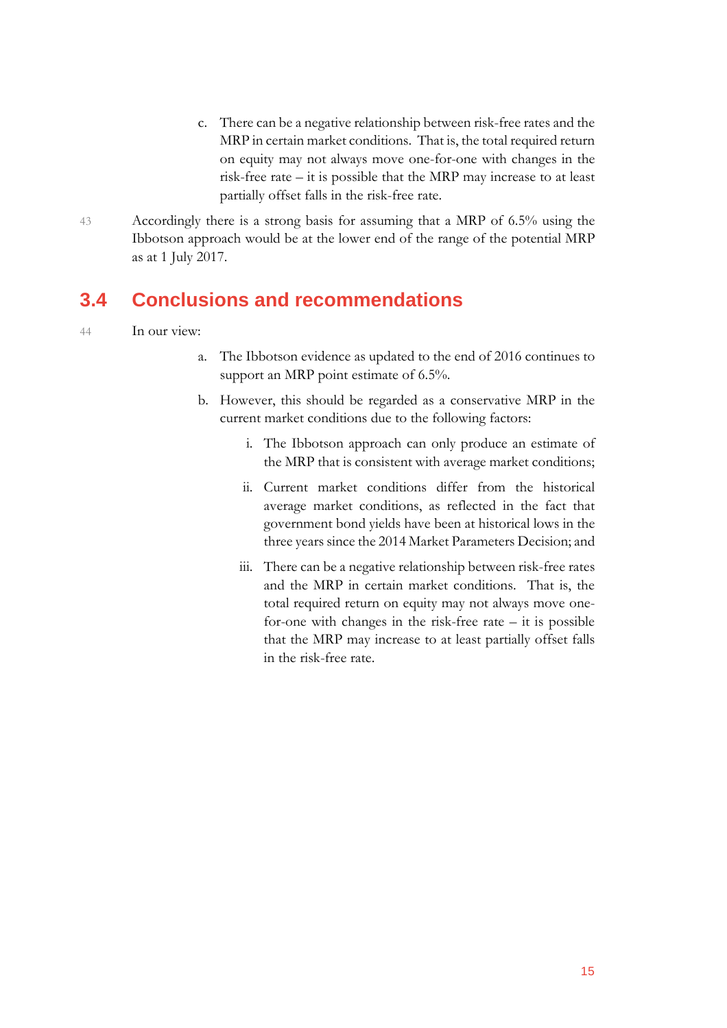c. There can be a negative relationship between risk-free rates and the MRP in certain market conditions. That is, the total required return on equity may not always move one-for-one with changes in the risk-free rate – it is possible that the MRP may increase to at least partially offset falls in the risk-free rate.

43 Accordingly there is a strong basis for assuming that a MRP of 6.5% using the Ibbotson approach would be at the lower end of the range of the potential MRP as at 1 July 2017.

## 3.4 Conclusions and recommendations

44 In our view:

a. The Ibbotson evidence as updated to the end of 2016 continues to support an MRP point estimate of 6.5%.

b. However, this should be regarded as a conservative MRP in the current market conditions due to the following factors:

   i. The Ibbotson approach can only produce an estimate of the MRP that is consistent with average market conditions;

   ii. Current market conditions differ from the historical average market conditions, as reflected in the fact that government bond yields have been at historical lows in the three years since the 2014 Market Parameters Decision; and

   iii. There can be a negative relationship between risk-free rates and the MRP in certain market conditions. That is, the total required return on equity may not always move one-for-one with changes in the risk-free rate – it is possible that the MRP may increase to at least partially offset falls in the risk-free rate.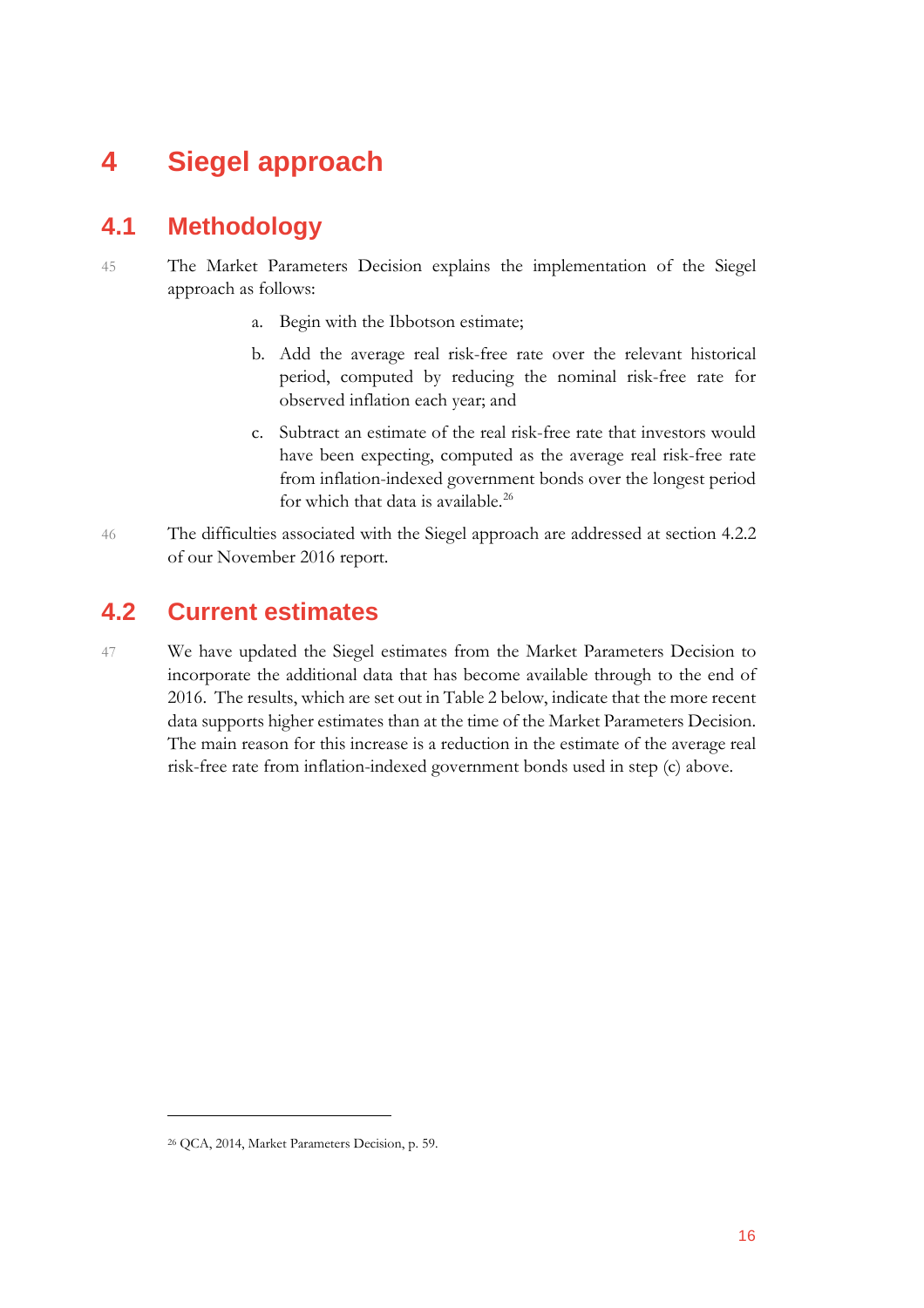# 4 Siegel approach

## 4.1 Methodology

45 The Market Parameters Decision explains the implementation of the Siegel approach as follows:

a. Begin with the Ibbotson estimate;

b. Add the average real risk-free rate over the relevant historical period, computed by reducing the nominal risk-free rate for observed inflation each year; and

c. Subtract an estimate of the real risk-free rate that investors would have been expecting, computed as the average real risk-free rate from inflation-indexed government bonds over the longest period for which that data is available.[26]

46 The difficulties associated with the Siegel approach are addressed at section 4.2.2 of our November 2016 report.

## 4.2 Current estimates

47 We have updated the Siegel estimates from the Market Parameters Decision to incorporate the additional data that has become available through to the end of 2016. The results, which are set out in Table 2 below, indicate that the more recent data supports higher estimates than at the time of the Market Parameters Decision. The main reason for this increase is a reduction in the estimate of the average real risk-free rate from inflation-indexed government bonds used in step (c) above.

---

[26] QCA, 2014, Market Parameters Decision, p. 59.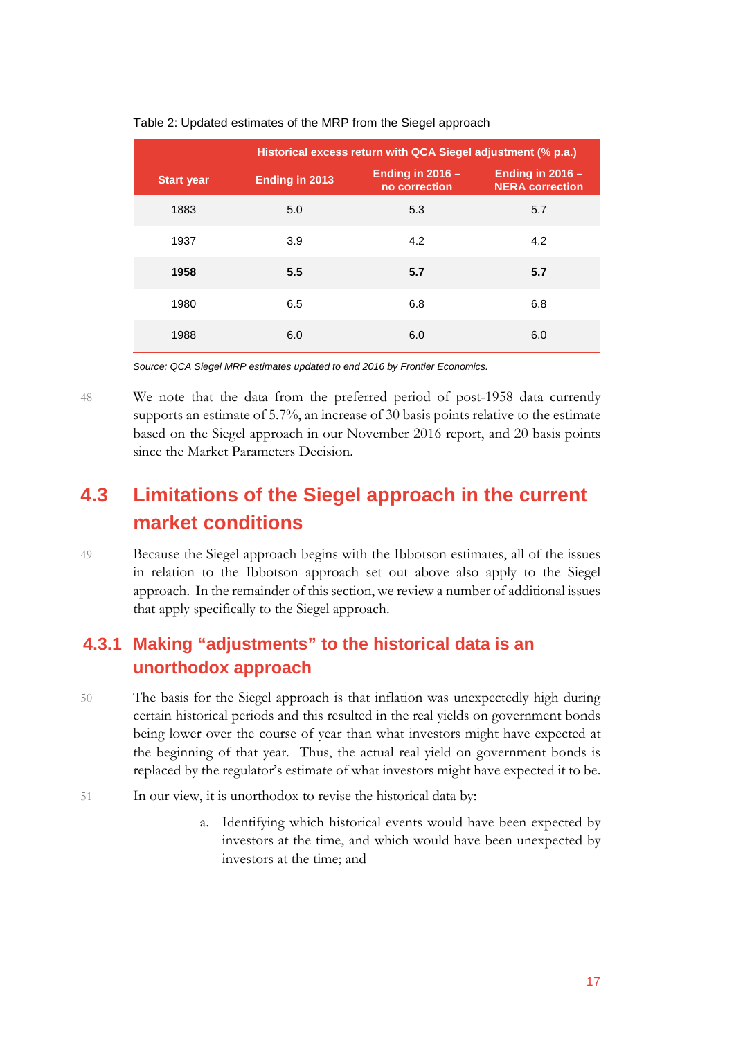Table 2: Updated estimates of the MRP from the Siegel approach

| Start year | Historical excess return with QCA Siegel adjustment (% p.a.) | | |
|---|---|---|---|
| | Ending in 2013 | Ending in 2016 – no correction | Ending in 2016 – NERA correction |
| 1883 | 5.0 | 5.3 | 5.7 |
| 1937 | 3.9 | 4.2 | 4.2 |
| **1958** | **5.5** | **5.7** | **5.7** |
| 1980 | 6.5 | 6.8 | 6.8 |
| 1988 | 6.0 | 6.0 | 6.0 |

*Source: QCA Siegel MRP estimates updated to end 2016 by Frontier Economics.*

48 We note that the data from the preferred period of post-1958 data currently supports an estimate of 5.7%, an increase of 30 basis points relative to the estimate based on the Siegel approach in our November 2016 report, and 20 basis points since the Market Parameters Decision.

## 4.3 Limitations of the Siegel approach in the current market conditions

49 Because the Siegel approach begins with the Ibbotson estimates, all of the issues in relation to the Ibbotson approach set out above also apply to the Siegel approach. In the remainder of this section, we review a number of additional issues that apply specifically to the Siegel approach.

### 4.3.1 Making "adjustments" to the historical data is an unorthodox approach

50 The basis for the Siegel approach is that inflation was unexpectedly high during certain historical periods and this resulted in the real yields on government bonds being lower over the course of year than what investors might have expected at the beginning of that year. Thus, the actual real yield on government bonds is replaced by the regulator's estimate of what investors might have expected it to be.

51 In our view, it is unorthodox to revise the historical data by:

a. Identifying which historical events would have been expected by investors at the time, and which would have been unexpected by investors at the time; and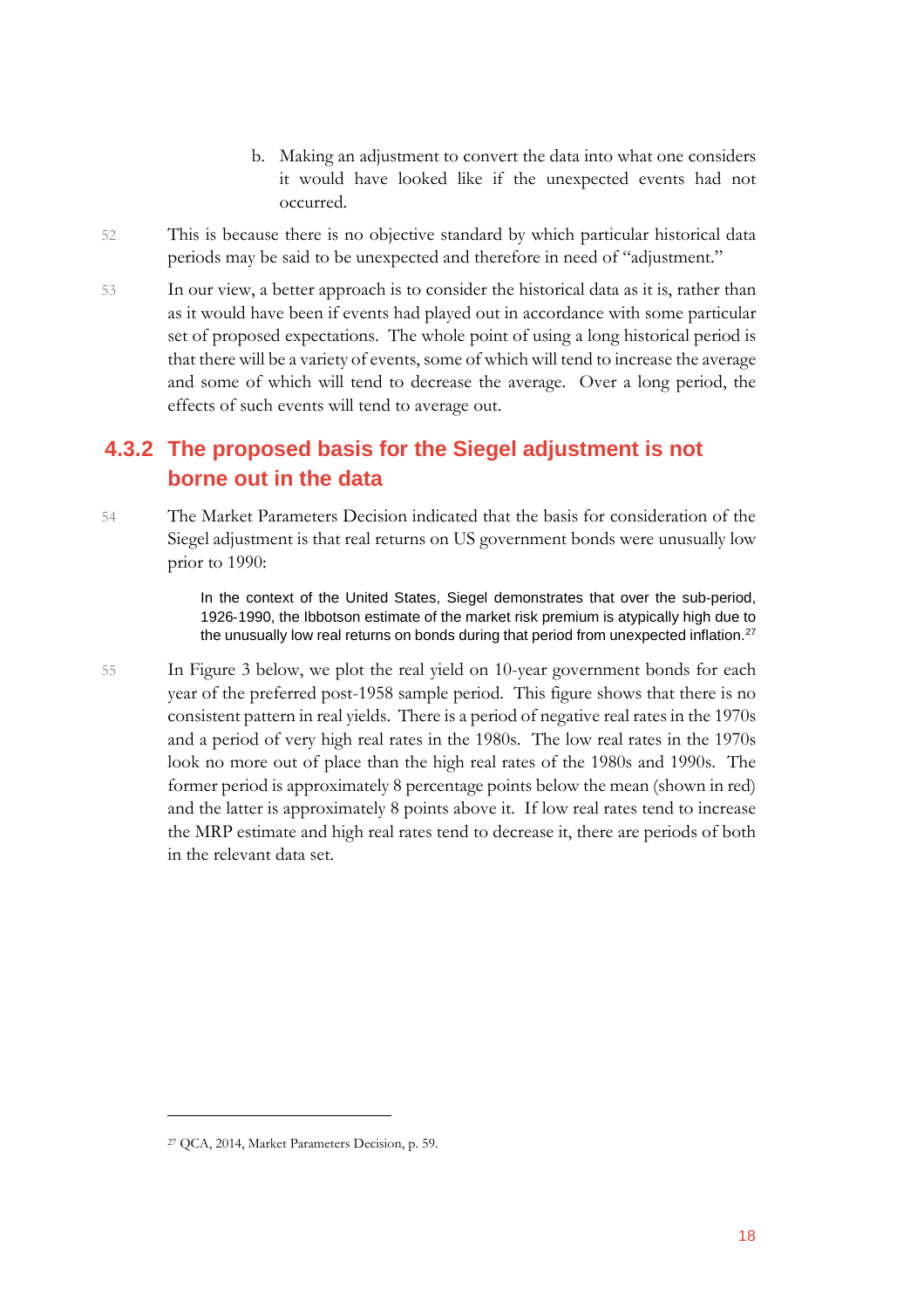b. Making an adjustment to convert the data into what one considers it would have looked like if the unexpected events had not occurred.

52 This is because there is no objective standard by which particular historical data periods may be said to be unexpected and therefore in need of "adjustment."

53 In our view, a better approach is to consider the historical data as it is, rather than as it would have been if events had played out in accordance with some particular set of proposed expectations. The whole point of using a long historical period is that there will be a variety of events, some of which will tend to increase the average and some of which will tend to decrease the average. Over a long period, the effects of such events will tend to average out.

### 4.3.2 The proposed basis for the Siegel adjustment is not borne out in the data

54 The Market Parameters Decision indicated that the basis for consideration of the Siegel adjustment is that real returns on US government bonds were unusually low prior to 1990:

> In the context of the United States, Siegel demonstrates that over the sub-period, 1926-1990, the Ibbotson estimate of the market risk premium is atypically high due to the unusually low real returns on bonds during that period from unexpected inflation.[27]

55 In Figure 3 below, we plot the real yield on 10-year government bonds for each year of the preferred post-1958 sample period. This figure shows that there is no consistent pattern in real yields. There is a period of negative real rates in the 1970s and a period of very high real rates in the 1980s. The low real rates in the 1970s look no more out of place than the high real rates of the 1980s and 1990s. The former period is approximately 8 percentage points below the mean (shown in red) and the latter is approximately 8 points above it. If low real rates tend to increase the MRP estimate and high real rates tend to decrease it, there are periods of both in the relevant data set.

---

[27] QCA, 2014, Market Parameters Decision, p. 59.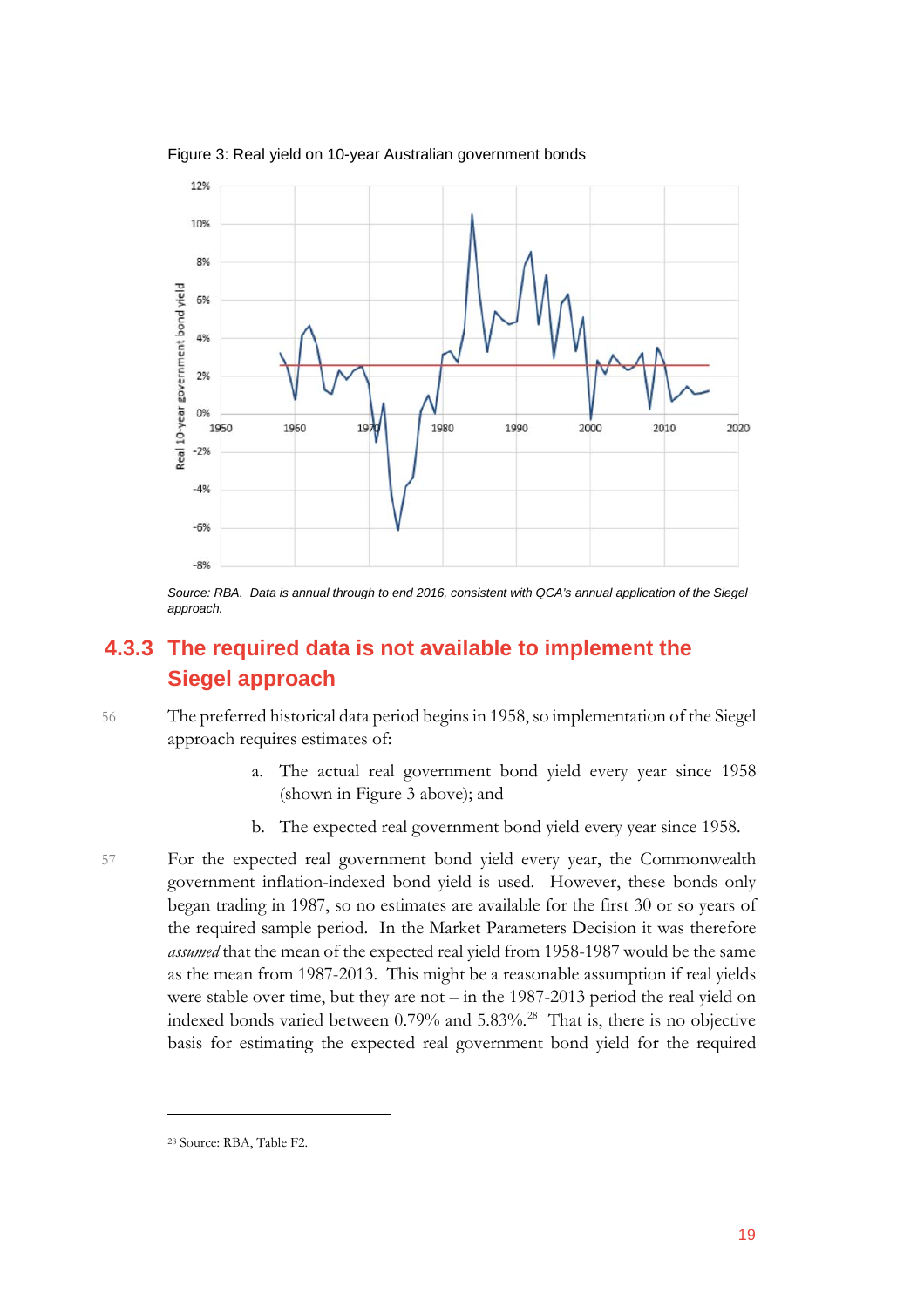Figure 3: Real yield on 10-year Australian government bonds

*Source: RBA. Data is annual through to end 2016, consistent with QCA's annual application of the Siegel approach.*

### 4.3.3 The required data is not available to implement the Siegel approach

56 The preferred historical data period begins in 1958, so implementation of the Siegel approach requires estimates of:

a. The actual real government bond yield every year since 1958 (shown in Figure 3 above); and

b. The expected real government bond yield every year since 1958.

57 For the expected real government bond yield every year, the Commonwealth government inflation-indexed bond yield is used. However, these bonds only began trading in 1987, so no estimates are available for the first 30 or so years of the required sample period. In the Market Parameters Decision it was therefore *assumed* that the mean of the expected real yield from 1958-1987 would be the same as the mean from 1987-2013. This might be a reasonable assumption if real yields were stable over time, but they are not – in the 1987-2013 period the real yield on indexed bonds varied between 0.79% and 5.83%.[28] That is, there is no objective basis for estimating the expected real government bond yield for the required

[28] Source: RBA, Table F2.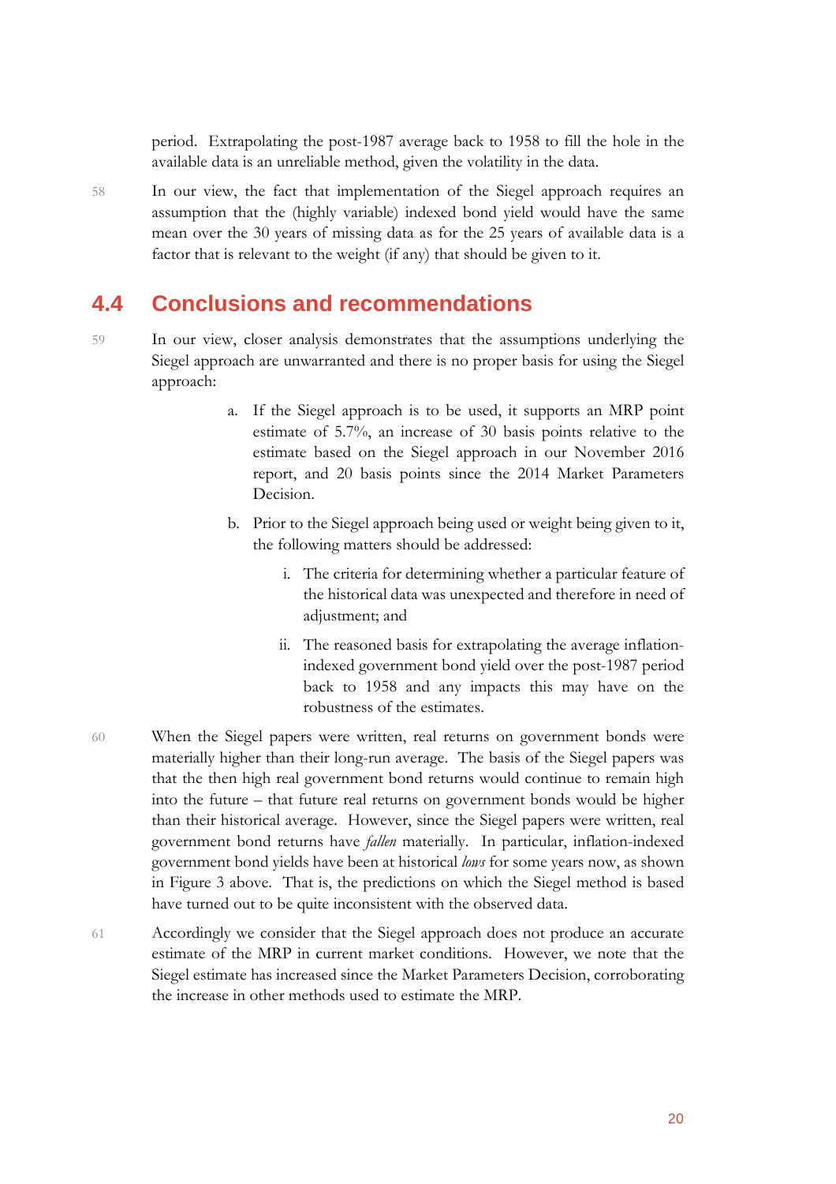period. Extrapolating the post-1987 average back to 1958 to fill the hole in the available data is an unreliable method, given the volatility in the data.

58 In our view, the fact that implementation of the Siegel approach requires an assumption that the (highly variable) indexed bond yield would have the same mean over the 30 years of missing data as for the 25 years of available data is a factor that is relevant to the weight (if any) that should be given to it.

## 4.4 Conclusions and recommendations

59 In our view, closer analysis demonstrates that the assumptions underlying the Siegel approach are unwarranted and there is no proper basis for using the Siegel approach:

a. If the Siegel approach is to be used, it supports an MRP point estimate of 5.7%, an increase of 30 basis points relative to the estimate based on the Siegel approach in our November 2016 report, and 20 basis points since the 2014 Market Parameters Decision.

b. Prior to the Siegel approach being used or weight being given to it, the following matters should be addressed:

   i. The criteria for determining whether a particular feature of the historical data was unexpected and therefore in need of adjustment; and

   ii. The reasoned basis for extrapolating the average inflation-indexed government bond yield over the post-1987 period back to 1958 and any impacts this may have on the robustness of the estimates.

60 When the Siegel papers were written, real returns on government bonds were materially higher than their long-run average. The basis of the Siegel papers was that the then high real government bond returns would continue to remain high into the future – that future real returns on government bonds would be higher than their historical average. However, since the Siegel papers were written, real government bond returns have *fallen* materially. In particular, inflation-indexed government bond yields have been at historical *lows* for some years now, as shown in Figure 3 above. That is, the predictions on which the Siegel method is based have turned out to be quite inconsistent with the observed data.

61 Accordingly we consider that the Siegel approach does not produce an accurate estimate of the MRP in current market conditions. However, we note that the Siegel estimate has increased since the Market Parameters Decision, corroborating the increase in other methods used to estimate the MRP.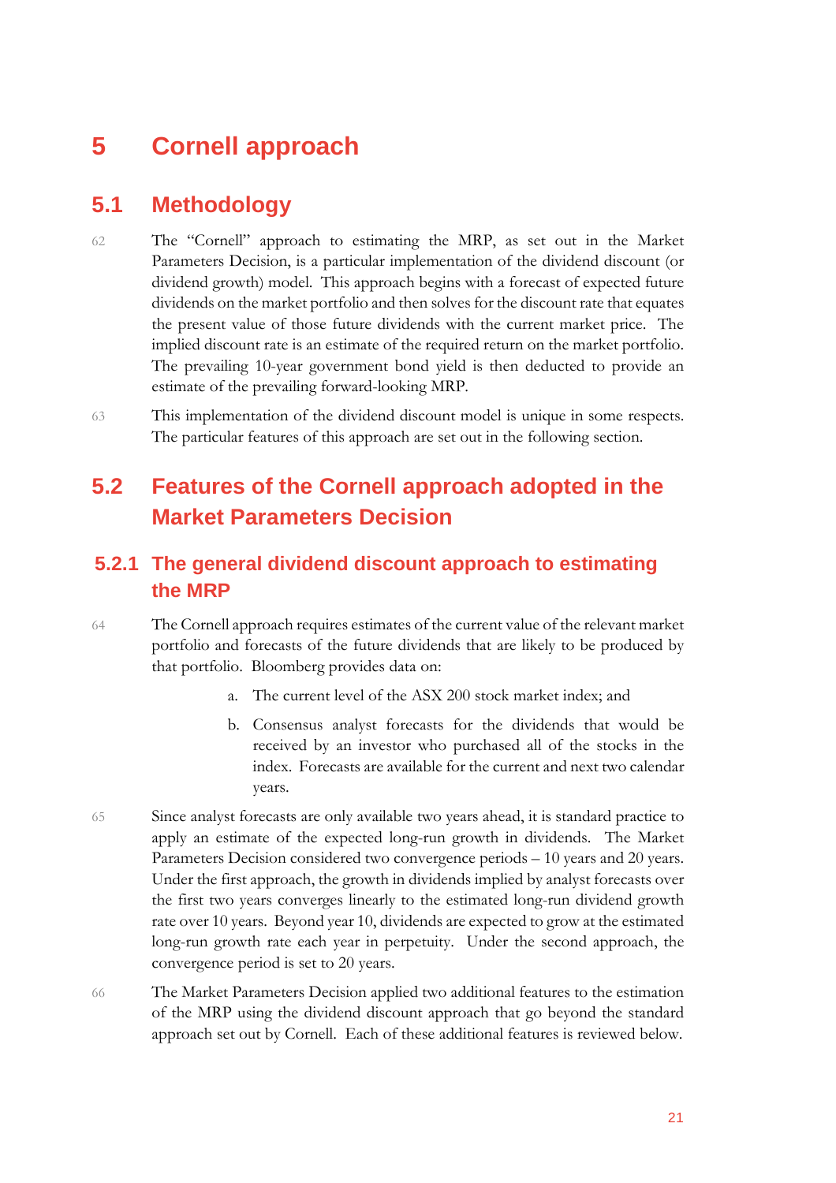# 5 Cornell approach

## 5.1 Methodology

62 The "Cornell" approach to estimating the MRP, as set out in the Market Parameters Decision, is a particular implementation of the dividend discount (or dividend growth) model. This approach begins with a forecast of expected future dividends on the market portfolio and then solves for the discount rate that equates the present value of those future dividends with the current market price. The implied discount rate is an estimate of the required return on the market portfolio. The prevailing 10-year government bond yield is then deducted to provide an estimate of the prevailing forward-looking MRP.

63 This implementation of the dividend discount model is unique in some respects. The particular features of this approach are set out in the following section.

## 5.2 Features of the Cornell approach adopted in the Market Parameters Decision

### 5.2.1 The general dividend discount approach to estimating the MRP

64 The Cornell approach requires estimates of the current value of the relevant market portfolio and forecasts of the future dividends that are likely to be produced by that portfolio. Bloomberg provides data on:

a. The current level of the ASX 200 stock market index; and

b. Consensus analyst forecasts for the dividends that would be received by an investor who purchased all of the stocks in the index. Forecasts are available for the current and next two calendar years.

65 Since analyst forecasts are only available two years ahead, it is standard practice to apply an estimate of the expected long-run growth in dividends. The Market Parameters Decision considered two convergence periods – 10 years and 20 years. Under the first approach, the growth in dividends implied by analyst forecasts over the first two years converges linearly to the estimated long-run dividend growth rate over 10 years. Beyond year 10, dividends are expected to grow at the estimated long-run growth rate each year in perpetuity. Under the second approach, the convergence period is set to 20 years.

66 The Market Parameters Decision applied two additional features to the estimation of the MRP using the dividend discount approach that go beyond the standard approach set out by Cornell. Each of these additional features is reviewed below.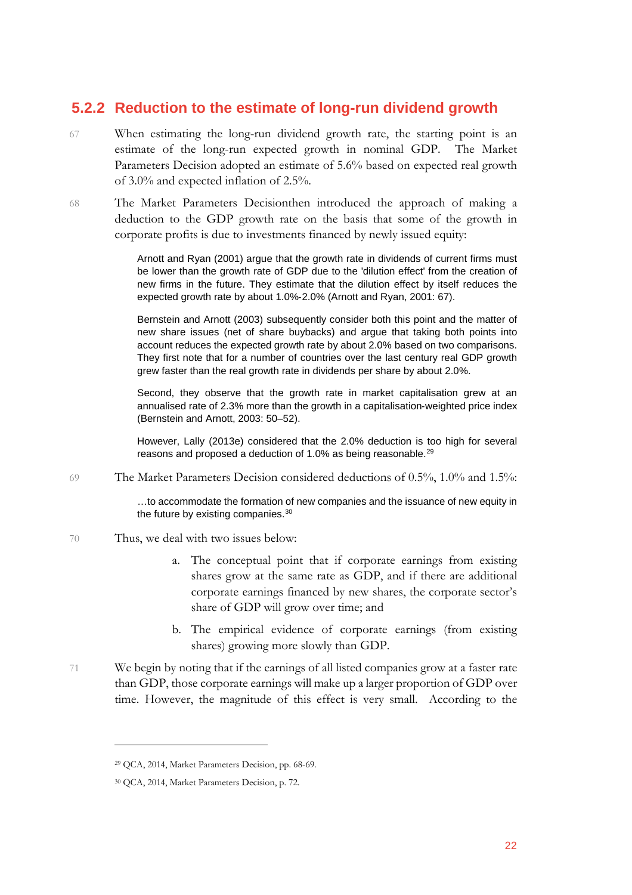### 5.2.2 Reduction to the estimate of long-run dividend growth

67 When estimating the long-run dividend growth rate, the starting point is an estimate of the long-run expected growth in nominal GDP. The Market Parameters Decision adopted an estimate of 5.6% based on expected real growth of 3.0% and expected inflation of 2.5%.

68 The Market Parameters Decisionthen introduced the approach of making a deduction to the GDP growth rate on the basis that some of the growth in corporate profits is due to investments financed by newly issued equity:

> Arnott and Ryan (2001) argue that the growth rate in dividends of current firms must be lower than the growth rate of GDP due to the 'dilution effect' from the creation of new firms in the future. They estimate that the dilution effect by itself reduces the expected growth rate by about 1.0%-2.0% (Arnott and Ryan, 2001: 67).
>
> Bernstein and Arnott (2003) subsequently consider both this point and the matter of new share issues (net of share buybacks) and argue that taking both points into account reduces the expected growth rate by about 2.0% based on two comparisons. They first note that for a number of countries over the last century real GDP growth grew faster than the real growth rate in dividends per share by about 2.0%.
>
> Second, they observe that the growth rate in market capitalisation grew at an annualised rate of 2.3% more than the growth in a capitalisation-weighted price index (Bernstein and Arnott, 2003: 50–52).
>
> However, Lally (2013e) considered that the 2.0% deduction is too high for several reasons and proposed a deduction of 1.0% as being reasonable.[29]

69 The Market Parameters Decision considered deductions of 0.5%, 1.0% and 1.5%:

> …to accommodate the formation of new companies and the issuance of new equity in the future by existing companies.[30]

70 Thus, we deal with two issues below:

a. The conceptual point that if corporate earnings from existing shares grow at the same rate as GDP, and if there are additional corporate earnings financed by new shares, the corporate sector's share of GDP will grow over time; and

b. The empirical evidence of corporate earnings (from existing shares) growing more slowly than GDP.

71 We begin by noting that if the earnings of all listed companies grow at a faster rate than GDP, those corporate earnings will make up a larger proportion of GDP over time. However, the magnitude of this effect is very small. According to the

---

[29] QCA, 2014, Market Parameters Decision, pp. 68-69.

[30] QCA, 2014, Market Parameters Decision, p. 72.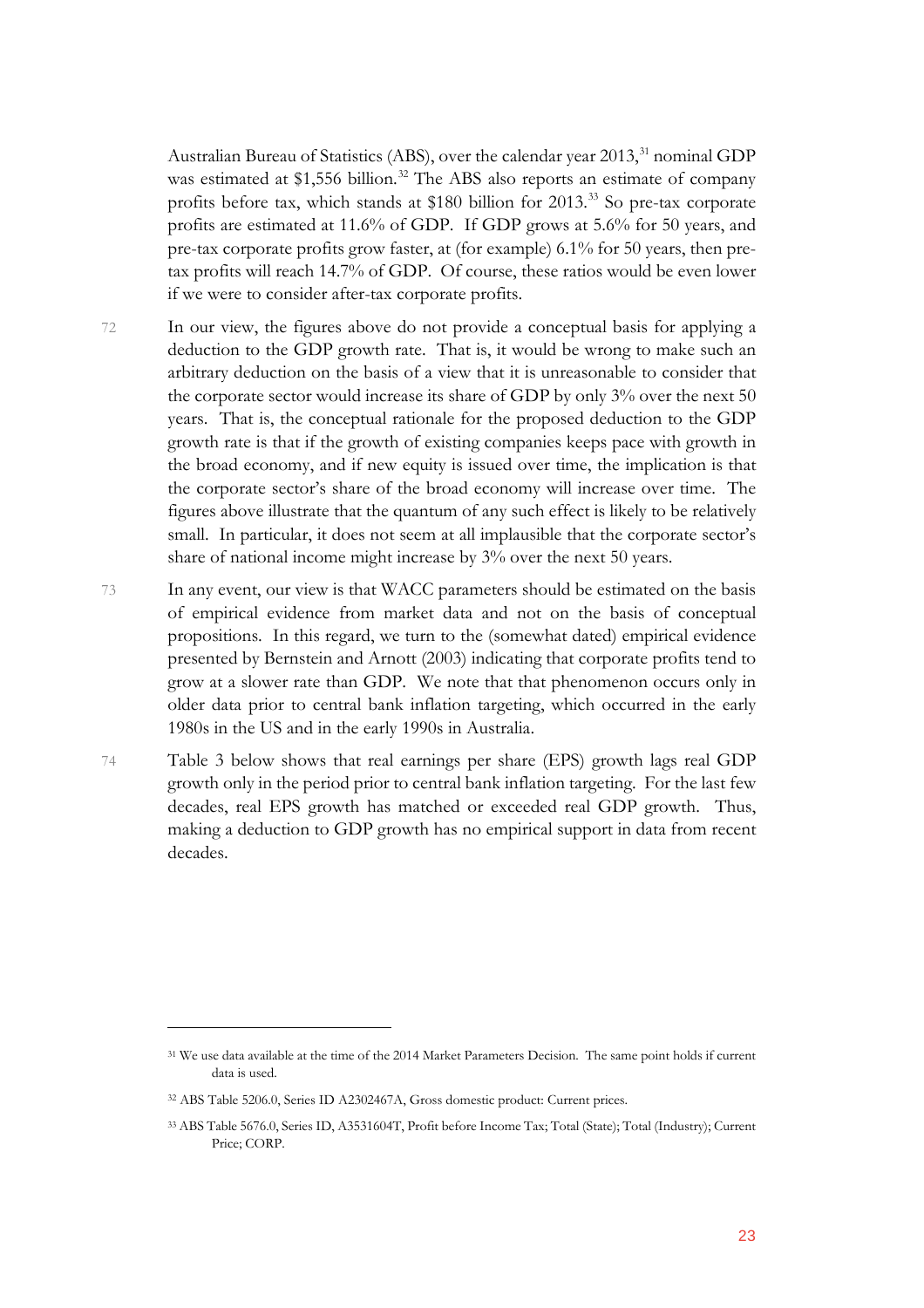Australian Bureau of Statistics (ABS), over the calendar year 2013,[31] nominal GDP was estimated at $1,556 billion.[32] The ABS also reports an estimate of company profits before tax, which stands at $180 billion for 2013.[33] So pre-tax corporate profits are estimated at 11.6% of GDP. If GDP grows at 5.6% for 50 years, and pre-tax corporate profits grow faster, at (for example) 6.1% for 50 years, then pre-tax profits will reach 14.7% of GDP. Of course, these ratios would be even lower if we were to consider after-tax corporate profits.

72 In our view, the figures above do not provide a conceptual basis for applying a deduction to the GDP growth rate. That is, it would be wrong to make such an arbitrary deduction on the basis of a view that it is unreasonable to consider that the corporate sector would increase its share of GDP by only 3% over the next 50 years. That is, the conceptual rationale for the proposed deduction to the GDP growth rate is that if the growth of existing companies keeps pace with growth in the broad economy, and if new equity is issued over time, the implication is that the corporate sector's share of the broad economy will increase over time. The figures above illustrate that the quantum of any such effect is likely to be relatively small. In particular, it does not seem at all implausible that the corporate sector's share of national income might increase by 3% over the next 50 years.

73 In any event, our view is that WACC parameters should be estimated on the basis of empirical evidence from market data and not on the basis of conceptual propositions. In this regard, we turn to the (somewhat dated) empirical evidence presented by Bernstein and Arnott (2003) indicating that corporate profits tend to grow at a slower rate than GDP. We note that that phenomenon occurs only in older data prior to central bank inflation targeting, which occurred in the early 1980s in the US and in the early 1990s in Australia.

74 Table 3 below shows that real earnings per share (EPS) growth lags real GDP growth only in the period prior to central bank inflation targeting. For the last few decades, real EPS growth has matched or exceeded real GDP growth. Thus, making a deduction to GDP growth has no empirical support in data from recent decades.

---

[31] We use data available at the time of the 2014 Market Parameters Decision. The same point holds if current data is used.

[32] ABS Table 5206.0, Series ID A2302467A, Gross domestic product: Current prices.

[33] ABS Table 5676.0, Series ID, A3531604T, Profit before Income Tax; Total (State); Total (Industry); Current Price; CORP.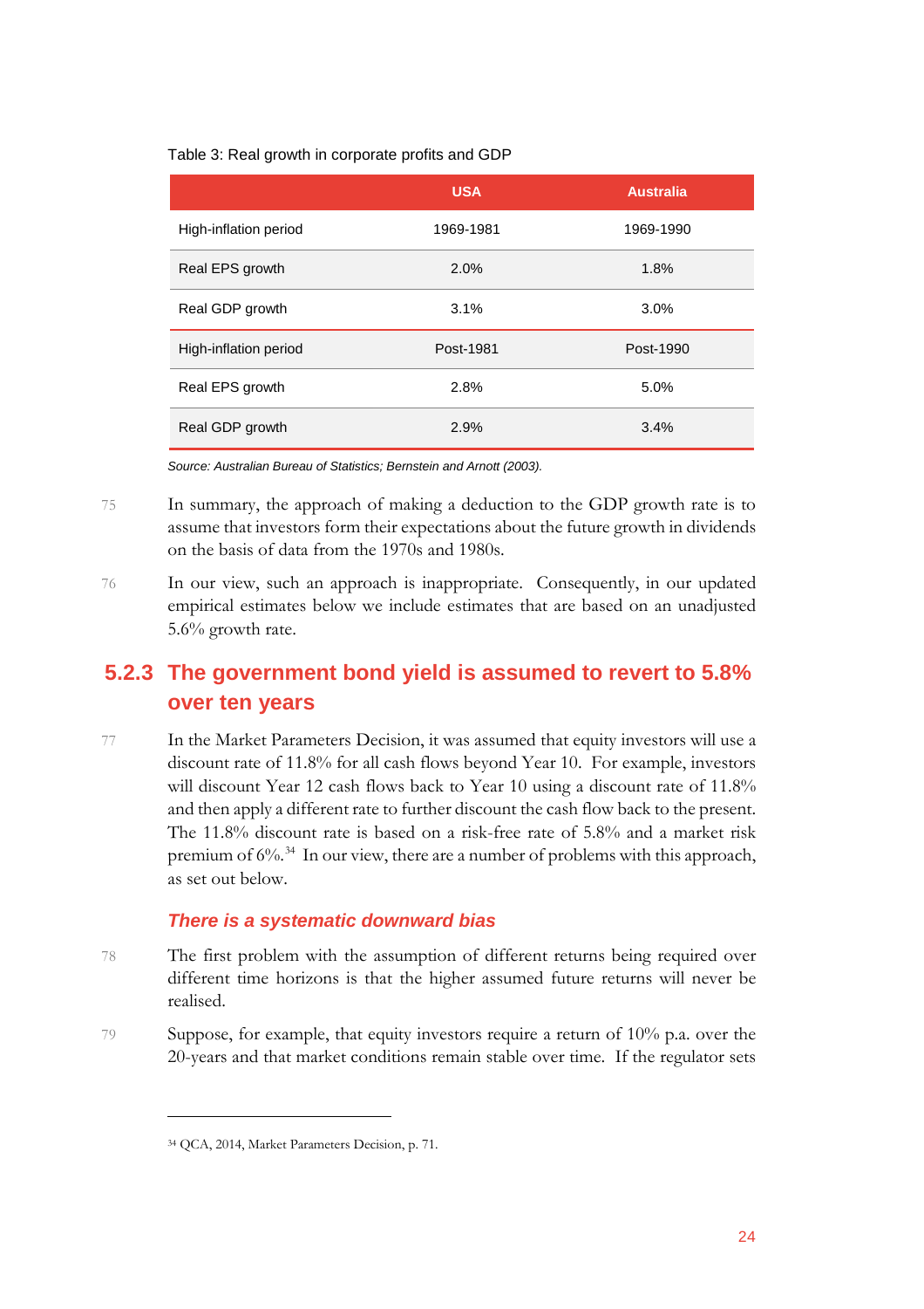Table 3: Real growth in corporate profits and GDP

| | USA | Australia |
|---|---|---|
| High-inflation period | 1969-1981 | 1969-1990 |
| Real EPS growth | 2.0% | 1.8% |
| Real GDP growth | 3.1% | 3.0% |
| High-inflation period | Post-1981 | Post-1990 |
| Real EPS growth | 2.8% | 5.0% |
| Real GDP growth | 2.9% | 3.4% |

*Source: Australian Bureau of Statistics; Bernstein and Arnott (2003).*

75 In summary, the approach of making a deduction to the GDP growth rate is to assume that investors form their expectations about the future growth in dividends on the basis of data from the 1970s and 1980s.

76 In our view, such an approach is inappropriate. Consequently, in our updated empirical estimates below we include estimates that are based on an unadjusted 5.6% growth rate.

### 5.2.3 The government bond yield is assumed to revert to 5.8% over ten years

77 In the Market Parameters Decision, it was assumed that equity investors will use a discount rate of 11.8% for all cash flows beyond Year 10. For example, investors will discount Year 12 cash flows back to Year 10 using a discount rate of 11.8% and then apply a different rate to further discount the cash flow back to the present. The 11.8% discount rate is based on a risk-free rate of 5.8% and a market risk premium of 6%.[34] In our view, there are a number of problems with this approach, as set out below.

#### *There is a systematic downward bias*

78 The first problem with the assumption of different returns being required over different time horizons is that the higher assumed future returns will never be realised.

79 Suppose, for example, that equity investors require a return of 10% p.a. over the 20-years and that market conditions remain stable over time. If the regulator sets

[34] QCA, 2014, Market Parameters Decision, p. 71.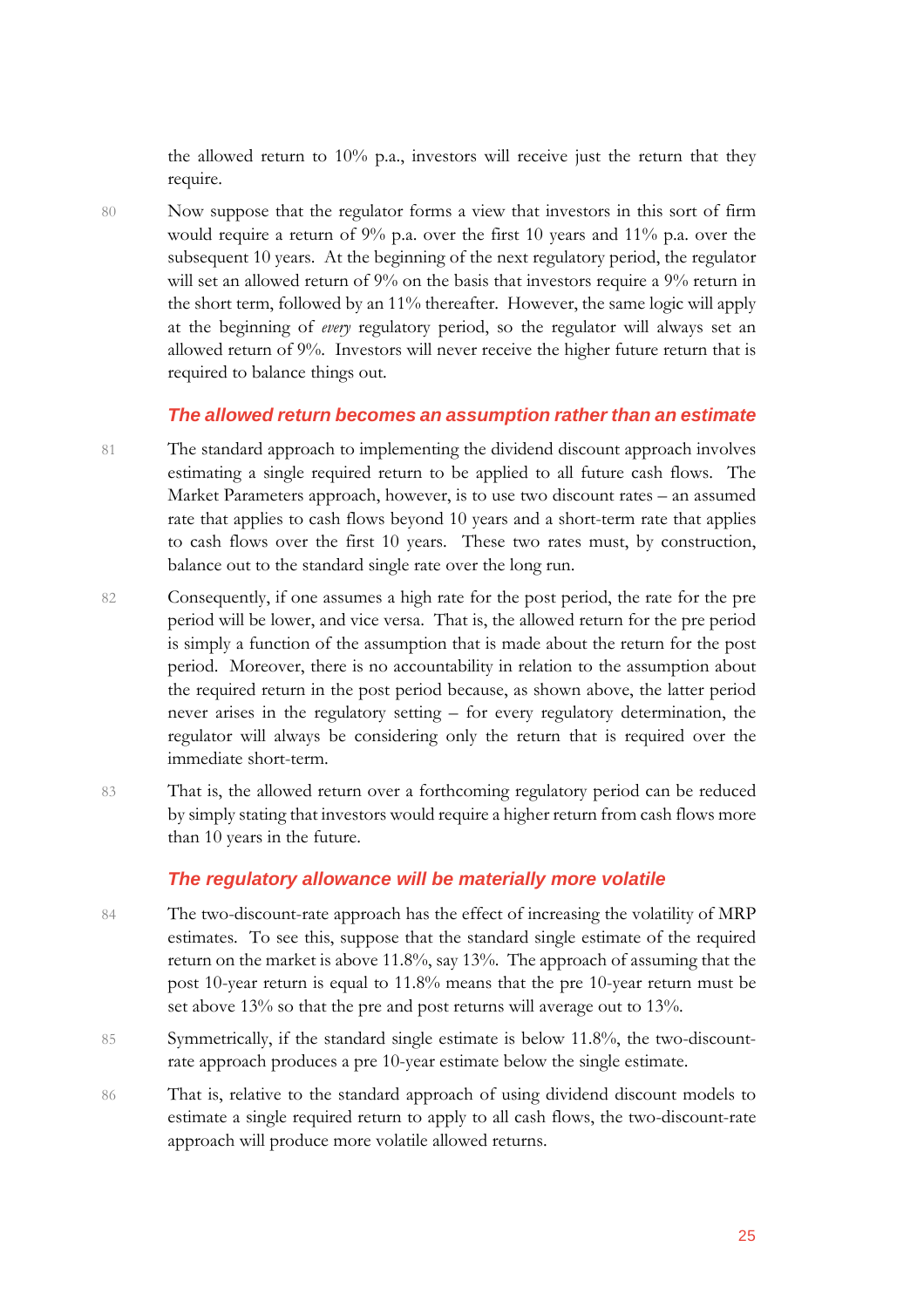the allowed return to 10% p.a., investors will receive just the return that they require.

80 Now suppose that the regulator forms a view that investors in this sort of firm would require a return of 9% p.a. over the first 10 years and 11% p.a. over the subsequent 10 years. At the beginning of the next regulatory period, the regulator will set an allowed return of 9% on the basis that investors require a 9% return in the short term, followed by an 11% thereafter. However, the same logic will apply at the beginning of *every* regulatory period, so the regulator will always set an allowed return of 9%. Investors will never receive the higher future return that is required to balance things out.

### The allowed return becomes an assumption rather than an estimate

81 The standard approach to implementing the dividend discount approach involves estimating a single required return to be applied to all future cash flows. The Market Parameters approach, however, is to use two discount rates – an assumed rate that applies to cash flows beyond 10 years and a short-term rate that applies to cash flows over the first 10 years. These two rates must, by construction, balance out to the standard single rate over the long run.

82 Consequently, if one assumes a high rate for the post period, the rate for the pre period will be lower, and vice versa. That is, the allowed return for the pre period is simply a function of the assumption that is made about the return for the post period. Moreover, there is no accountability in relation to the assumption about the required return in the post period because, as shown above, the latter period never arises in the regulatory setting – for every regulatory determination, the regulator will always be considering only the return that is required over the immediate short-term.

83 That is, the allowed return over a forthcoming regulatory period can be reduced by simply stating that investors would require a higher return from cash flows more than 10 years in the future.

### The regulatory allowance will be materially more volatile

84 The two-discount-rate approach has the effect of increasing the volatility of MRP estimates. To see this, suppose that the standard single estimate of the required return on the market is above 11.8%, say 13%. The approach of assuming that the post 10-year return is equal to 11.8% means that the pre 10-year return must be set above 13% so that the pre and post returns will average out to 13%.

85 Symmetrically, if the standard single estimate is below 11.8%, the two-discount-rate approach produces a pre 10-year estimate below the single estimate.

86 That is, relative to the standard approach of using dividend discount models to estimate a single required return to apply to all cash flows, the two-discount-rate approach will produce more volatile allowed returns.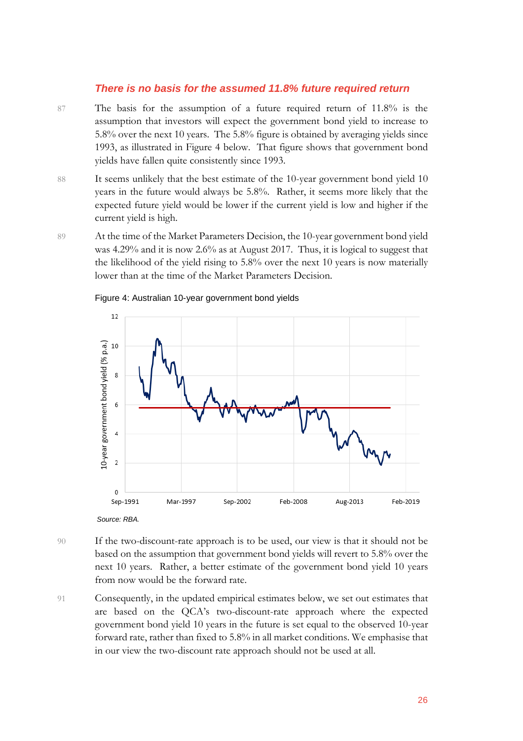### *There is no basis for the assumed 11.8% future required return*

87 The basis for the assumption of a future required return of 11.8% is the assumption that investors will expect the government bond yield to increase to 5.8% over the next 10 years. The 5.8% figure is obtained by averaging yields since 1993, as illustrated in Figure 4 below. That figure shows that government bond yields have fallen quite consistently since 1993.

88 It seems unlikely that the best estimate of the 10-year government bond yield 10 years in the future would always be 5.8%. Rather, it seems more likely that the expected future yield would be lower if the current yield is low and higher if the current yield is high.

89 At the time of the Market Parameters Decision, the 10-year government bond yield was 4.29% and it is now 2.6% as at August 2017. Thus, it is logical to suggest that the likelihood of the yield rising to 5.8% over the next 10 years is now materially lower than at the time of the Market Parameters Decision.

Figure 4: Australian 10-year government bond yields

*Source: RBA.*

90 If the two-discount-rate approach is to be used, our view is that it should not be based on the assumption that government bond yields will revert to 5.8% over the next 10 years. Rather, a better estimate of the government bond yield 10 years from now would be the forward rate.

91 Consequently, in the updated empirical estimates below, we set out estimates that are based on the QCA's two-discount-rate approach where the expected government bond yield 10 years in the future is set equal to the observed 10-year forward rate, rather than fixed to 5.8% in all market conditions. We emphasise that in our view the two-discount rate approach should not be used at all.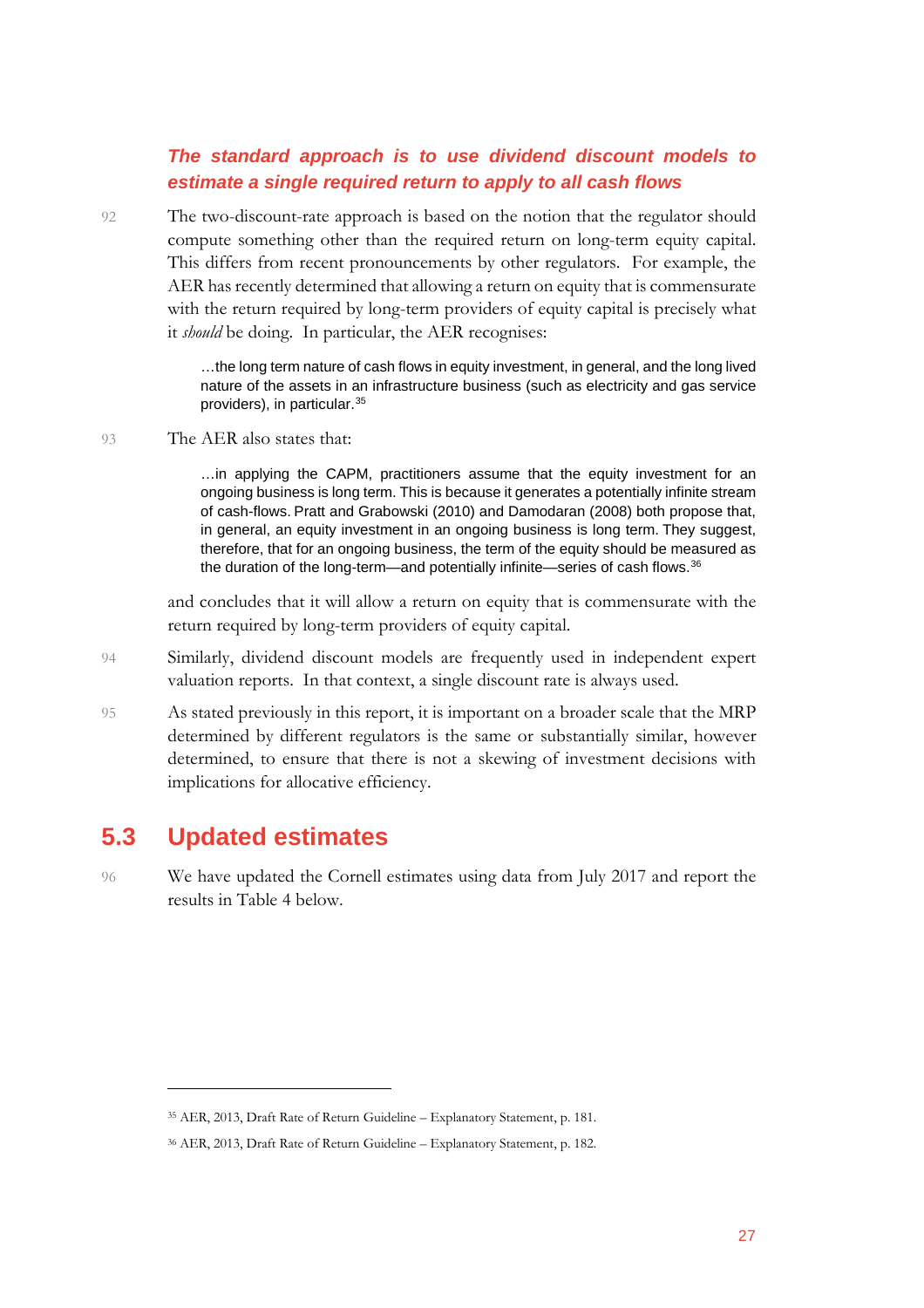### *The standard approach is to use dividend discount models to estimate a single required return to apply to all cash flows*

92 The two-discount-rate approach is based on the notion that the regulator should compute something other than the required return on long-term equity capital. This differs from recent pronouncements by other regulators. For example, the AER has recently determined that allowing a return on equity that is commensurate with the return required by long-term providers of equity capital is precisely what it *should* be doing. In particular, the AER recognises:

> …the long term nature of cash flows in equity investment, in general, and the long lived nature of the assets in an infrastructure business (such as electricity and gas service providers), in particular.[35]

93 The AER also states that:

> …in applying the CAPM, practitioners assume that the equity investment for an ongoing business is long term. This is because it generates a potentially infinite stream of cash-flows. Pratt and Grabowski (2010) and Damodaran (2008) both propose that, in general, an equity investment in an ongoing business is long term. They suggest, therefore, that for an ongoing business, the term of the equity should be measured as the duration of the long-term—and potentially infinite—series of cash flows.[36]

and concludes that it will allow a return on equity that is commensurate with the return required by long-term providers of equity capital.

94 Similarly, dividend discount models are frequently used in independent expert valuation reports. In that context, a single discount rate is always used.

95 As stated previously in this report, it is important on a broader scale that the MRP determined by different regulators is the same or substantially similar, however determined, to ensure that there is not a skewing of investment decisions with implications for allocative efficiency.

## 5.3 Updated estimates

96 We have updated the Cornell estimates using data from July 2017 and report the results in Table 4 below.

---

[35] AER, 2013, Draft Rate of Return Guideline – Explanatory Statement, p. 181.

[36] AER, 2013, Draft Rate of Return Guideline – Explanatory Statement, p. 182.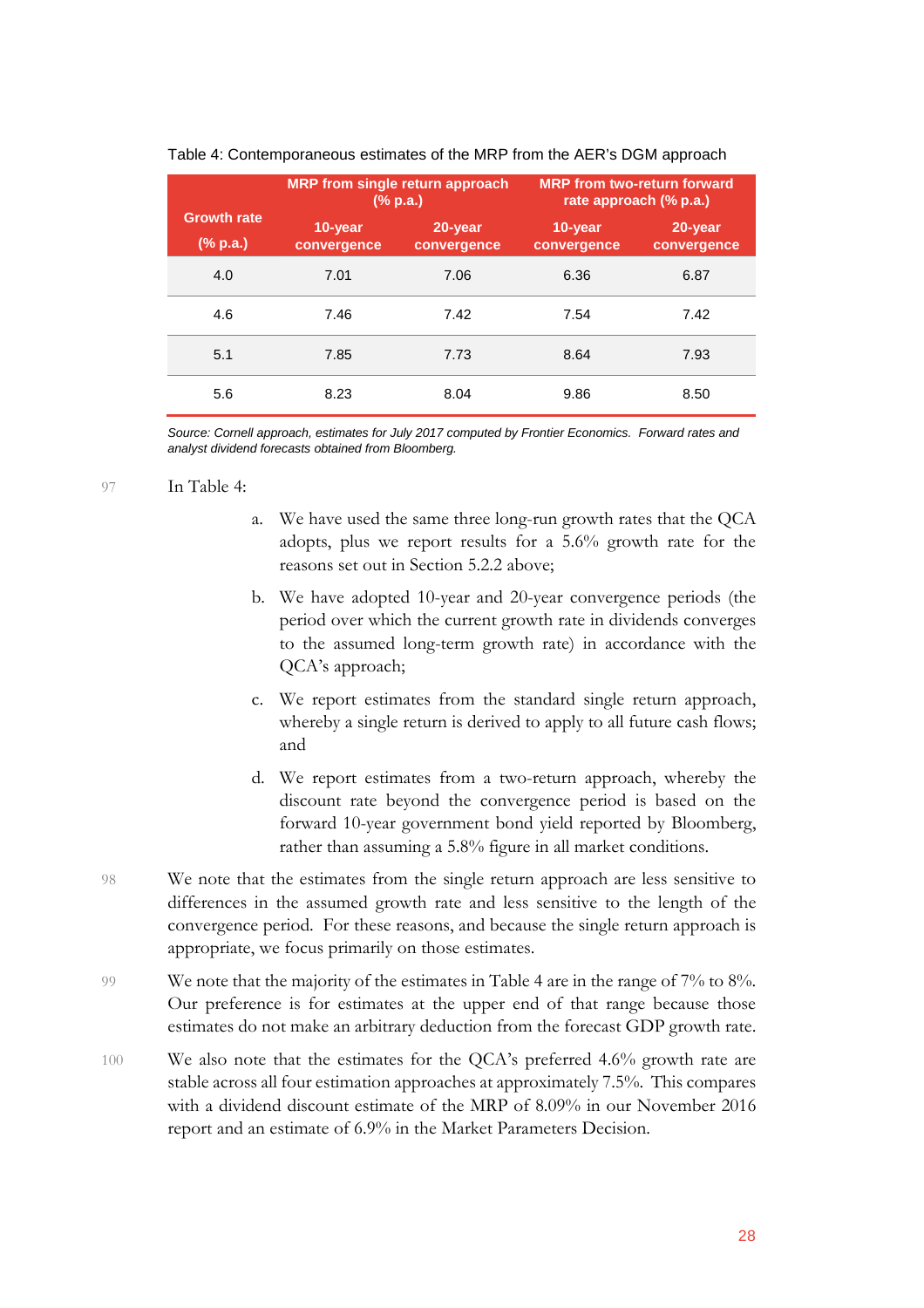Table 4: Contemporaneous estimates of the MRP from the AER's DGM approach

| Growth rate (% p.a.) | MRP from single return approach (% p.a.) | | MRP from two-return forward rate approach (% p.a.) | |
|---|---|---|---|---|
| | 10-year convergence | 20-year convergence | 10-year convergence | 20-year convergence |
| 4.0 | 7.01 | 7.06 | 6.36 | 6.87 |
| 4.6 | 7.46 | 7.42 | 7.54 | 7.42 |
| 5.1 | 7.85 | 7.73 | 8.64 | 7.93 |
| 5.6 | 8.23 | 8.04 | 9.86 | 8.50 |

*Source: Cornell approach, estimates for July 2017 computed by Frontier Economics. Forward rates and analyst dividend forecasts obtained from Bloomberg.*

97 In Table 4:

a. We have used the same three long-run growth rates that the QCA adopts, plus we report results for a 5.6% growth rate for the reasons set out in Section 5.2.2 above;

b. We have adopted 10-year and 20-year convergence periods (the period over which the current growth rate in dividends converges to the assumed long-term growth rate) in accordance with the QCA's approach;

c. We report estimates from the standard single return approach, whereby a single return is derived to apply to all future cash flows; and

d. We report estimates from a two-return approach, whereby the discount rate beyond the convergence period is based on the forward 10-year government bond yield reported by Bloomberg, rather than assuming a 5.8% figure in all market conditions.

98 We note that the estimates from the single return approach are less sensitive to differences in the assumed growth rate and less sensitive to the length of the convergence period. For these reasons, and because the single return approach is appropriate, we focus primarily on those estimates.

99 We note that the majority of the estimates in Table 4 are in the range of 7% to 8%. Our preference is for estimates at the upper end of that range because those estimates do not make an arbitrary deduction from the forecast GDP growth rate.

100 We also note that the estimates for the QCA's preferred 4.6% growth rate are stable across all four estimation approaches at approximately 7.5%. This compares with a dividend discount estimate of the MRP of 8.09% in our November 2016 report and an estimate of 6.9% in the Market Parameters Decision.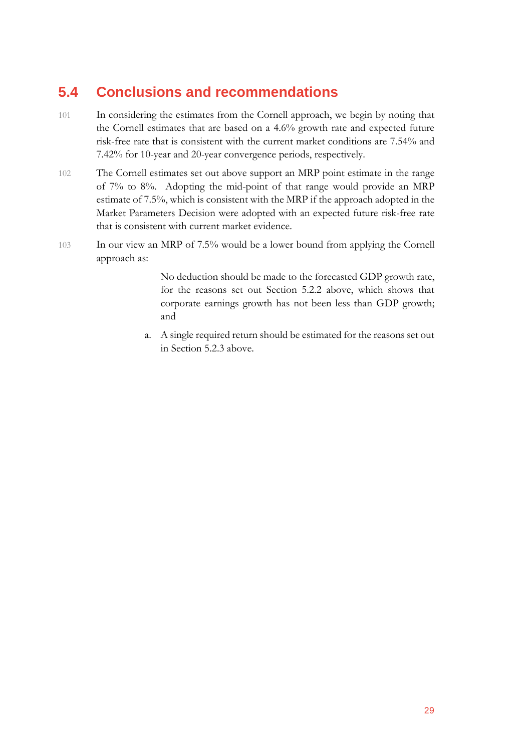## 5.4 Conclusions and recommendations

101 In considering the estimates from the Cornell approach, we begin by noting that the Cornell estimates that are based on a 4.6% growth rate and expected future risk-free rate that is consistent with the current market conditions are 7.54% and 7.42% for 10-year and 20-year convergence periods, respectively.

102 The Cornell estimates set out above support an MRP point estimate in the range of 7% to 8%. Adopting the mid-point of that range would provide an MRP estimate of 7.5%, which is consistent with the MRP if the approach adopted in the Market Parameters Decision were adopted with an expected future risk-free rate that is consistent with current market evidence.

103 In our view an MRP of 7.5% would be a lower bound from applying the Cornell approach as:

No deduction should be made to the forecasted GDP growth rate, for the reasons set out Section 5.2.2 above, which shows that corporate earnings growth has not been less than GDP growth; and

a. A single required return should be estimated for the reasons set out in Section 5.2.3 above.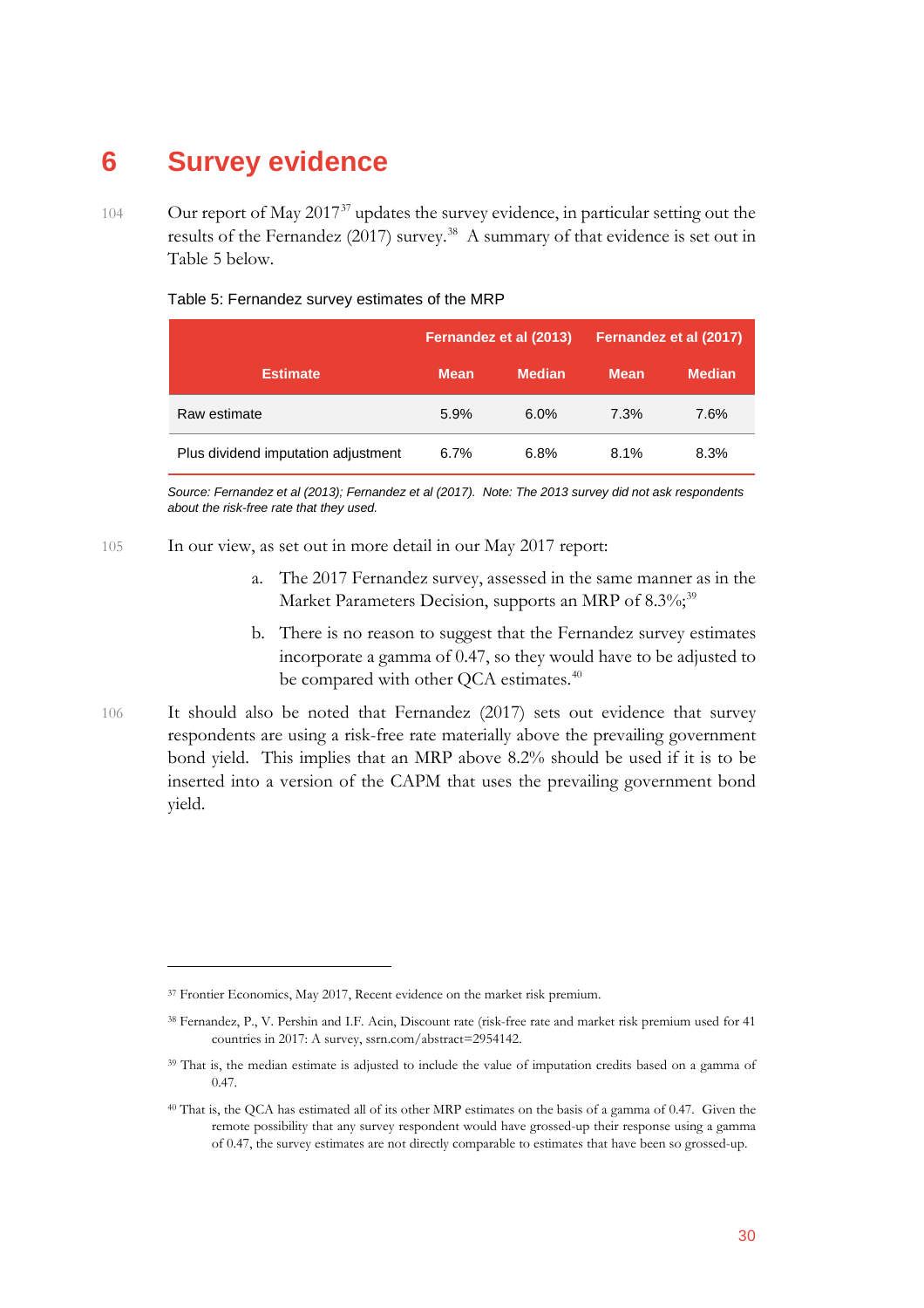# 6 Survey evidence

104 Our report of May 2017[37] updates the survey evidence, in particular setting out the results of the Fernandez (2017) survey.[38] A summary of that evidence is set out in Table 5 below.

Table 5: Fernandez survey estimates of the MRP

| Estimate | Fernandez et al (2013) | | Fernandez et al (2017) | |
|---|---|---|---|---|
| | Mean | Median | Mean | Median |
| Raw estimate | 5.9% | 6.0% | 7.3% | 7.6% |
| Plus dividend imputation adjustment | 6.7% | 6.8% | 8.1% | 8.3% |

*Source: Fernandez et al (2013); Fernandez et al (2017). Note: The 2013 survey did not ask respondents about the risk-free rate that they used.*

105 In our view, as set out in more detail in our May 2017 report:

a. The 2017 Fernandez survey, assessed in the same manner as in the Market Parameters Decision, supports an MRP of 8.3%;[39]

b. There is no reason to suggest that the Fernandez survey estimates incorporate a gamma of 0.47, so they would have to be adjusted to be compared with other QCA estimates.[40]

106 It should also be noted that Fernandez (2017) sets out evidence that survey respondents are using a risk-free rate materially above the prevailing government bond yield. This implies that an MRP above 8.2% should be used if it is to be inserted into a version of the CAPM that uses the prevailing government bond yield.

---

[37] Frontier Economics, May 2017, Recent evidence on the market risk premium.

[38] Fernandez, P., V. Pershin and I.F. Acin, Discount rate (risk-free rate and market risk premium used for 41 countries in 2017: A survey, ssrn.com/abstract=2954142.

[39] That is, the median estimate is adjusted to include the value of imputation credits based on a gamma of 0.47.

[40] That is, the QCA has estimated all of its other MRP estimates on the basis of a gamma of 0.47. Given the remote possibility that any survey respondent would have grossed-up their response using a gamma of 0.47, the survey estimates are not directly comparable to estimates that have been so grossed-up.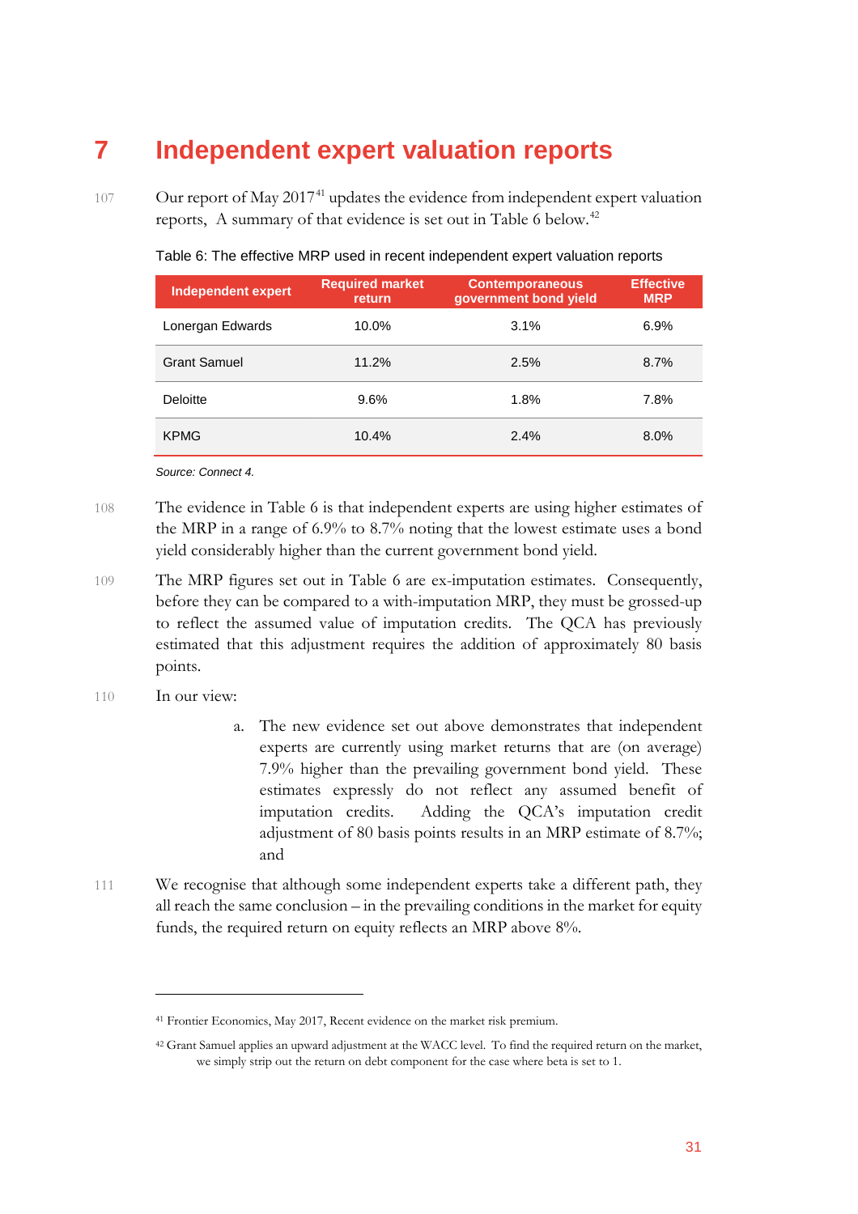// Some comments
# 7 Independent expert valuation reports

107 Our report of May 2017[41] updates the evidence from independent expert valuation reports, A summary of that evidence is set out in Table 6 below.[42]

Table 6: The effective MRP used in recent independent expert valuation reports

| Independent expert | Required market return | Contemporaneous government bond yield | Effective MRP |
|---|---|---|---|
| Lonergan Edwards | 10.0% | 3.1% | 6.9% |
| Grant Samuel | 11.2% | 2.5% | 8.7% |
| Deloitte | 9.6% | 1.8% | 7.8% |
| KPMG | 10.4% | 2.4% | 8.0% |

*Source: Connect 4.*

108 The evidence in Table 6 is that independent experts are using higher estimates of the MRP in a range of 6.9% to 8.7% noting that the lowest estimate uses a bond yield considerably higher than the current government bond yield.

109 The MRP figures set out in Table 6 are ex-imputation estimates. Consequently, before they can be compared to a with-imputation MRP, they must be grossed-up to reflect the assumed value of imputation credits. The QCA has previously estimated that this adjustment requires the addition of approximately 80 basis points.

110 In our view:

a. The new evidence set out above demonstrates that independent experts are currently using market returns that are (on average) 7.9% higher than the prevailing government bond yield. These estimates expressly do not reflect any assumed benefit of imputation credits. Adding the QCA's imputation credit adjustment of 80 basis points results in an MRP estimate of 8.7%; and

111 We recognise that although some independent experts take a different path, they all reach the same conclusion – in the prevailing conditions in the market for equity funds, the required return on equity reflects an MRP above 8%.

[41] Frontier Economics, May 2017, Recent evidence on the market risk premium.

[42] Grant Samuel applies an upward adjustment at the WACC level. To find the required return on the market, we simply strip out the return on debt component for the case where beta is set to 1.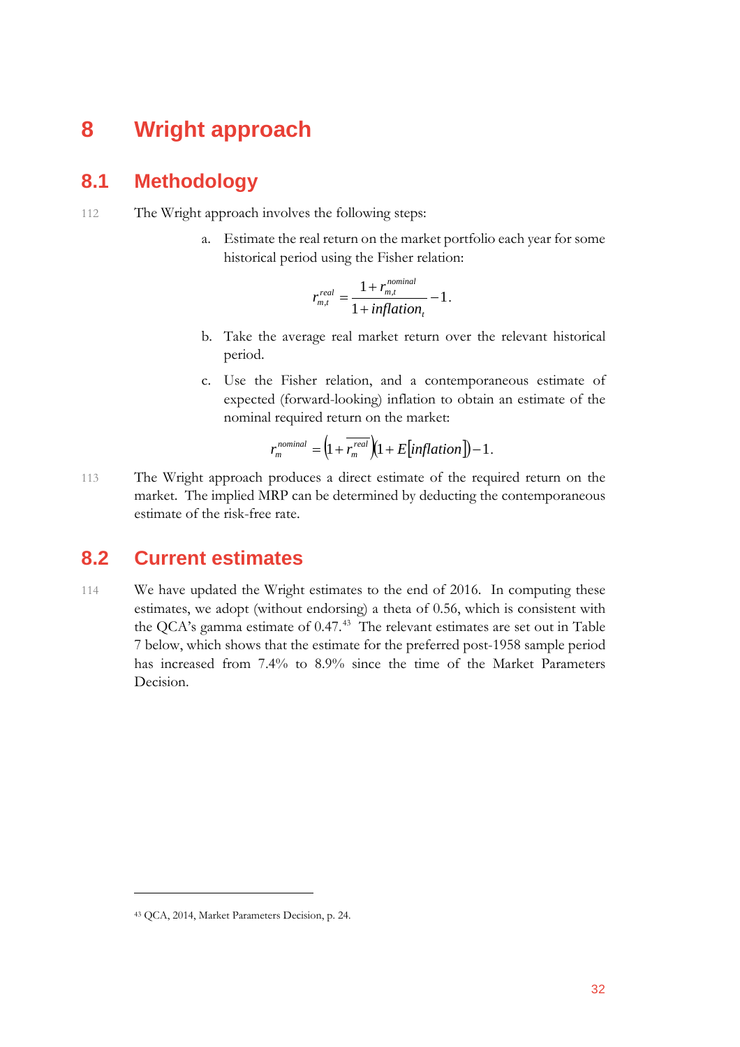# 8 Wright approach

## 8.1 Methodology

112 The Wright approach involves the following steps:

a. Estimate the real return on the market portfolio each year for some historical period using the Fisher relation:

$$r_{m,t}^{real} = \frac{1 + r_{m,t}^{nominal}}{1 + inflation_t} - 1.$$

b. Take the average real market return over the relevant historical period.

c. Use the Fisher relation, and a contemporaneous estimate of expected (forward-looking) inflation to obtain an estimate of the nominal required return on the market:

$$r_m^{nominal} = \left(1 + \overline{r_m^{real}}\right)\left(1 + E[inflation]\right) - 1.$$

113 The Wright approach produces a direct estimate of the required return on the market. The implied MRP can be determined by deducting the contemporaneous estimate of the risk-free rate.

## 8.2 Current estimates

114 We have updated the Wright estimates to the end of 2016. In computing these estimates, we adopt (without endorsing) a theta of 0.56, which is consistent with the QCA's gamma estimate of 0.47.[43] The relevant estimates are set out in Table 7 below, which shows that the estimate for the preferred post-1958 sample period has increased from 7.4% to 8.9% since the time of the Market Parameters Decision.

[43] QCA, 2014, Market Parameters Decision, p. 24.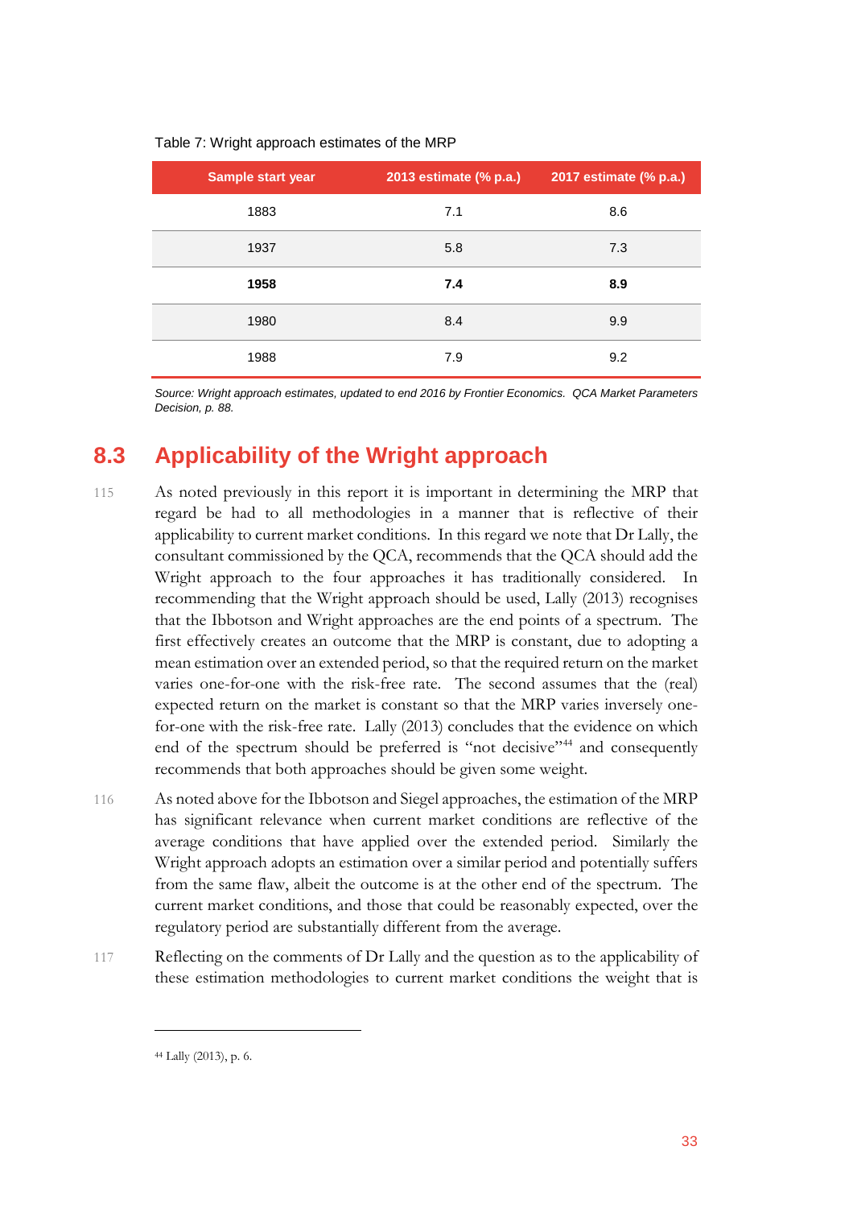Table 7: Wright approach estimates of the MRP

| Sample start year | 2013 estimate (% p.a.) | 2017 estimate (% p.a.) |
|---|---|---|
| 1883 | 7.1 | 8.6 |
| 1937 | 5.8 | 7.3 |
| **1958** | **7.4** | **8.9** |
| 1980 | 8.4 | 9.9 |
| 1988 | 7.9 | 9.2 |

*Source: Wright approach estimates, updated to end 2016 by Frontier Economics. QCA Market Parameters Decision, p. 88.*

## 8.3 Applicability of the Wright approach

115 As noted previously in this report it is important in determining the MRP that regard be had to all methodologies in a manner that is reflective of their applicability to current market conditions. In this regard we note that Dr Lally, the consultant commissioned by the QCA, recommends that the QCA should add the Wright approach to the four approaches it has traditionally considered. In recommending that the Wright approach should be used, Lally (2013) recognises that the Ibbotson and Wright approaches are the end points of a spectrum. The first effectively creates an outcome that the MRP is constant, due to adopting a mean estimation over an extended period, so that the required return on the market varies one-for-one with the risk-free rate. The second assumes that the (real) expected return on the market is constant so that the MRP varies inversely one-for-one with the risk-free rate. Lally (2013) concludes that the evidence on which end of the spectrum should be preferred is "not decisive"[44] and consequently recommends that both approaches should be given some weight.

116 As noted above for the Ibbotson and Siegel approaches, the estimation of the MRP has significant relevance when current market conditions are reflective of the average conditions that have applied over the extended period. Similarly the Wright approach adopts an estimation over a similar period and potentially suffers from the same flaw, albeit the outcome is at the other end of the spectrum. The current market conditions, and those that could be reasonably expected, over the regulatory period are substantially different from the average.

117 Reflecting on the comments of Dr Lally and the question as to the applicability of these estimation methodologies to current market conditions the weight that is

[44] Lally (2013), p. 6.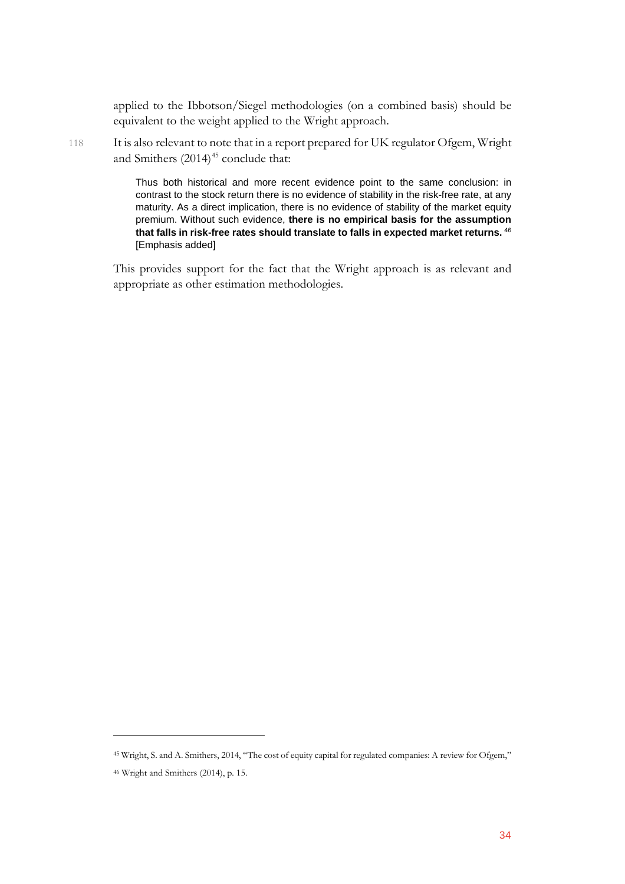applied to the Ibbotson/Siegel methodologies (on a combined basis) should be equivalent to the weight applied to the Wright approach.

118 It is also relevant to note that in a report prepared for UK regulator Ofgem, Wright and Smithers (2014)[45] conclude that:

> Thus both historical and more recent evidence point to the same conclusion: in contrast to the stock return there is no evidence of stability in the risk-free rate, at any maturity. As a direct implication, there is no evidence of stability of the market equity premium. Without such evidence, **there is no empirical basis for the assumption that falls in risk-free rates should translate to falls in expected market returns.**[46] [Emphasis added]

This provides support for the fact that the Wright approach is as relevant and appropriate as other estimation methodologies.

[45] Wright, S. and A. Smithers, 2014, "The cost of equity capital for regulated companies: A review for Ofgem,"

[46] Wright and Smithers (2014), p. 15.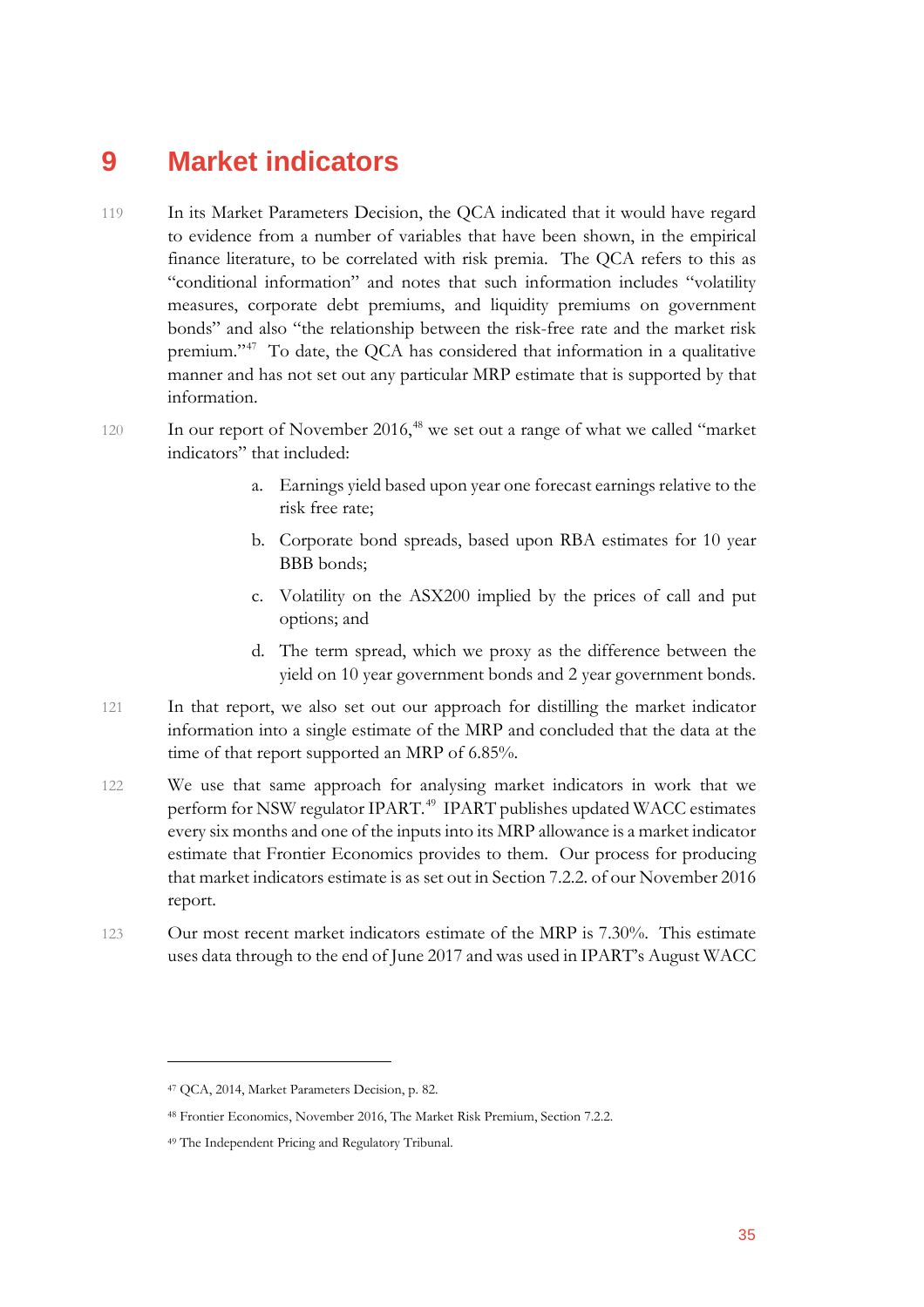# 9 Market indicators

119 In its Market Parameters Decision, the QCA indicated that it would have regard to evidence from a number of variables that have been shown, in the empirical finance literature, to be correlated with risk premia. The QCA refers to this as "conditional information" and notes that such information includes "volatility measures, corporate debt premiums, and liquidity premiums on government bonds" and also "the relationship between the risk-free rate and the market risk premium."[47] To date, the QCA has considered that information in a qualitative manner and has not set out any particular MRP estimate that is supported by that information.

120 In our report of November 2016,[48] we set out a range of what we called "market indicators" that included:

a. Earnings yield based upon year one forecast earnings relative to the risk free rate;

b. Corporate bond spreads, based upon RBA estimates for 10 year BBB bonds;

c. Volatility on the ASX200 implied by the prices of call and put options; and

d. The term spread, which we proxy as the difference between the yield on 10 year government bonds and 2 year government bonds.

121 In that report, we also set out our approach for distilling the market indicator information into a single estimate of the MRP and concluded that the data at the time of that report supported an MRP of 6.85%.

122 We use that same approach for analysing market indicators in work that we perform for NSW regulator IPART.[49] IPART publishes updated WACC estimates every six months and one of the inputs into its MRP allowance is a market indicator estimate that Frontier Economics provides to them. Our process for producing that market indicators estimate is as set out in Section 7.2.2. of our November 2016 report.

123 Our most recent market indicators estimate of the MRP is 7.30%. This estimate uses data through to the end of June 2017 and was used in IPART's August WACC

---

[47] QCA, 2014, Market Parameters Decision, p. 82.

[48] Frontier Economics, November 2016, The Market Risk Premium, Section 7.2.2.

[49] The Independent Pricing and Regulatory Tribunal.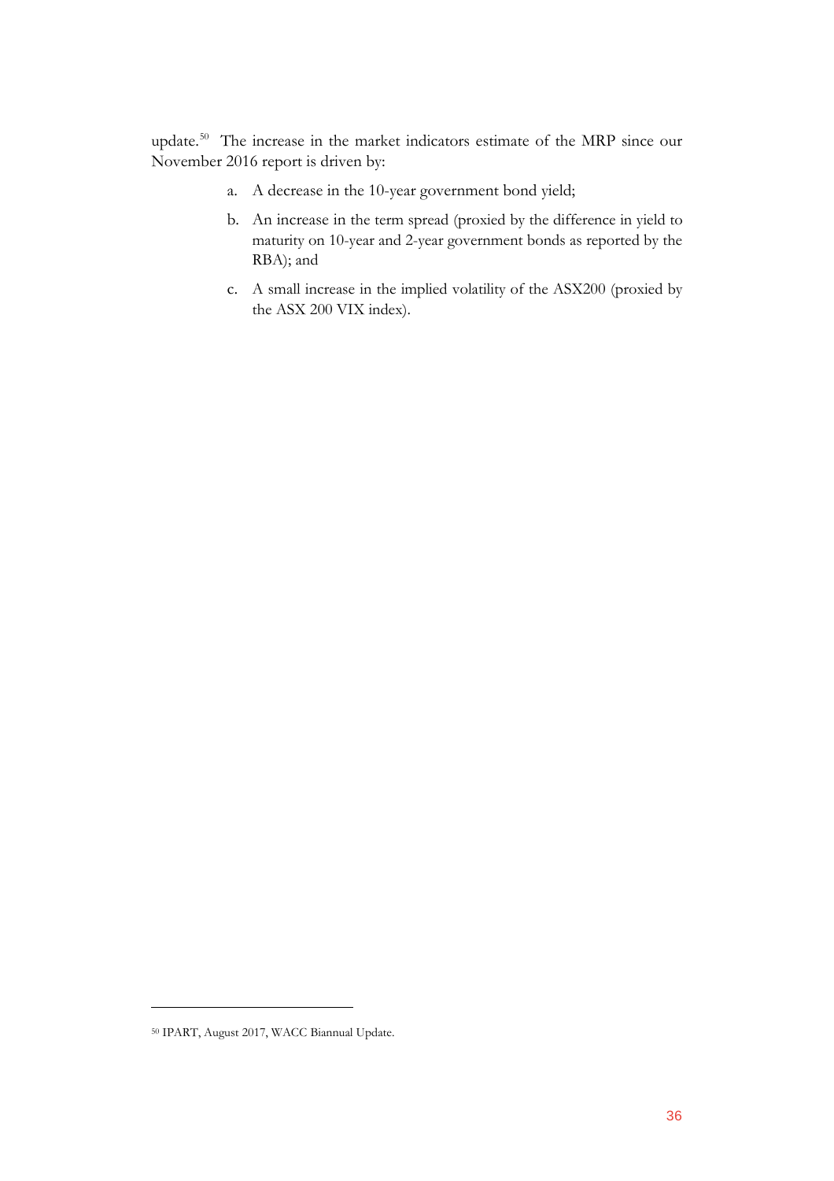update.[50] The increase in the market indicators estimate of the MRP since our November 2016 report is driven by:

a. A decrease in the 10-year government bond yield;

b. An increase in the term spread (proxied by the difference in yield to maturity on 10-year and 2-year government bonds as reported by the RBA); and

c. A small increase in the implied volatility of the ASX200 (proxied by the ASX 200 VIX index).

---

[50] IPART, August 2017, WACC Biannual Update.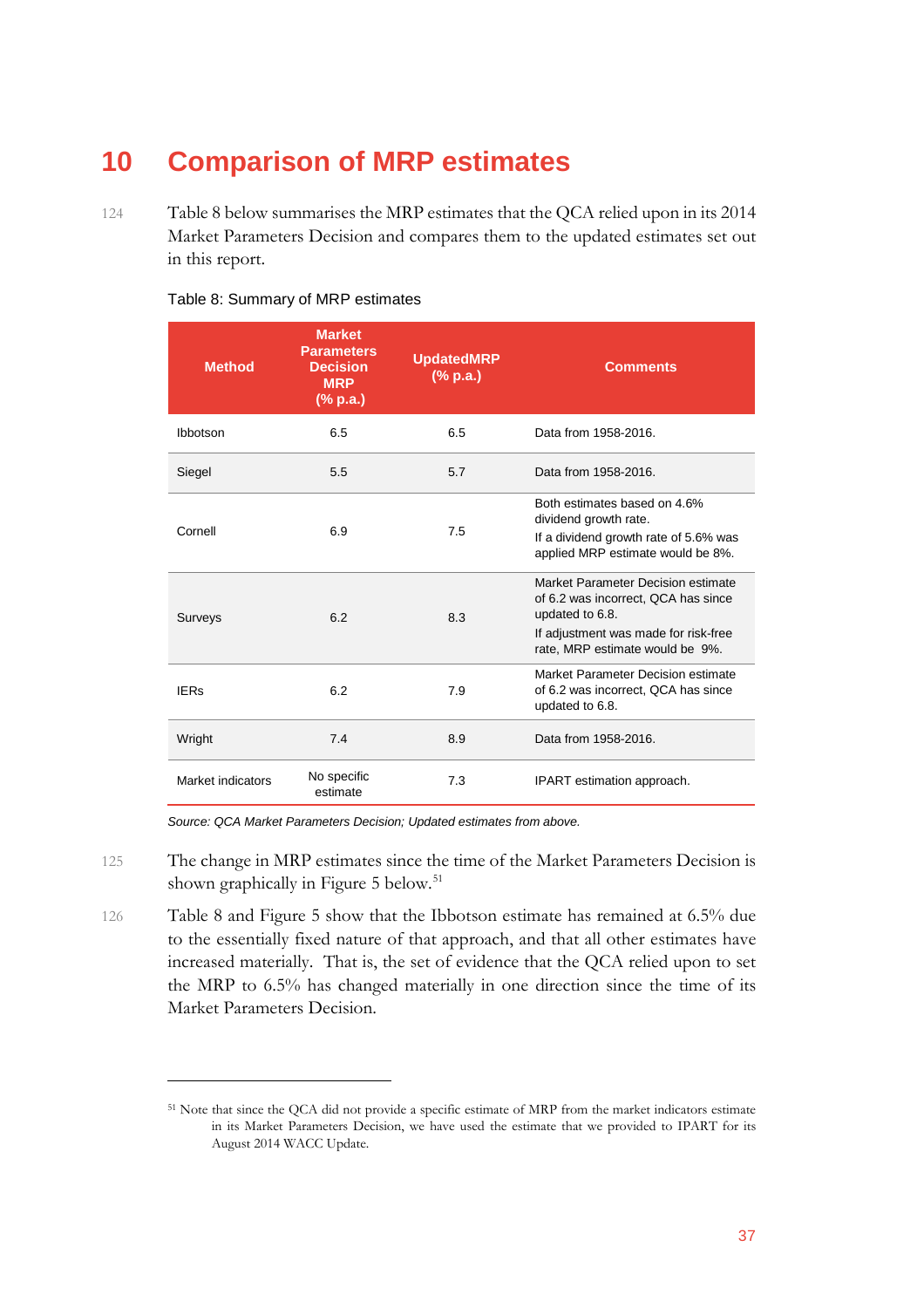# 10 Comparison of MRP estimates

124 Table 8 below summarises the MRP estimates that the QCA relied upon in its 2014 Market Parameters Decision and compares them to the updated estimates set out in this report.

Table 8: Summary of MRP estimates

| Method | Market Parameters Decision MRP (% p.a.) | UpdatedMRP (% p.a.) | Comments |
|---|---|---|---|
| Ibbotson | 6.5 | 6.5 | Data from 1958-2016. |
| Siegel | 5.5 | 5.7 | Data from 1958-2016. |
| Cornell | 6.9 | 7.5 | Both estimates based on 4.6% dividend growth rate. If a dividend growth rate of 5.6% was applied MRP estimate would be 8%. |
| Surveys | 6.2 | 8.3 | Market Parameter Decision estimate of 6.2 was incorrect, QCA has since updated to 6.8. If adjustment was made for risk-free rate, MRP estimate would be 9%. |
| IERs | 6.2 | 7.9 | Market Parameter Decision estimate of 6.2 was incorrect, QCA has since updated to 6.8. |
| Wright | 7.4 | 8.9 | Data from 1958-2016. |
| Market indicators | No specific estimate | 7.3 | IPART estimation approach. |

*Source: QCA Market Parameters Decision; Updated estimates from above.*

125 The change in MRP estimates since the time of the Market Parameters Decision is shown graphically in Figure 5 below.[51]

126 Table 8 and Figure 5 show that the Ibbotson estimate has remained at 6.5% due to the essentially fixed nature of that approach, and that all other estimates have increased materially. That is, the set of evidence that the QCA relied upon to set the MRP to 6.5% has changed materially in one direction since the time of its Market Parameters Decision.

[51] Note that since the QCA did not provide a specific estimate of MRP from the market indicators estimate in its Market Parameters Decision, we have used the estimate that we provided to IPART for its August 2014 WACC Update.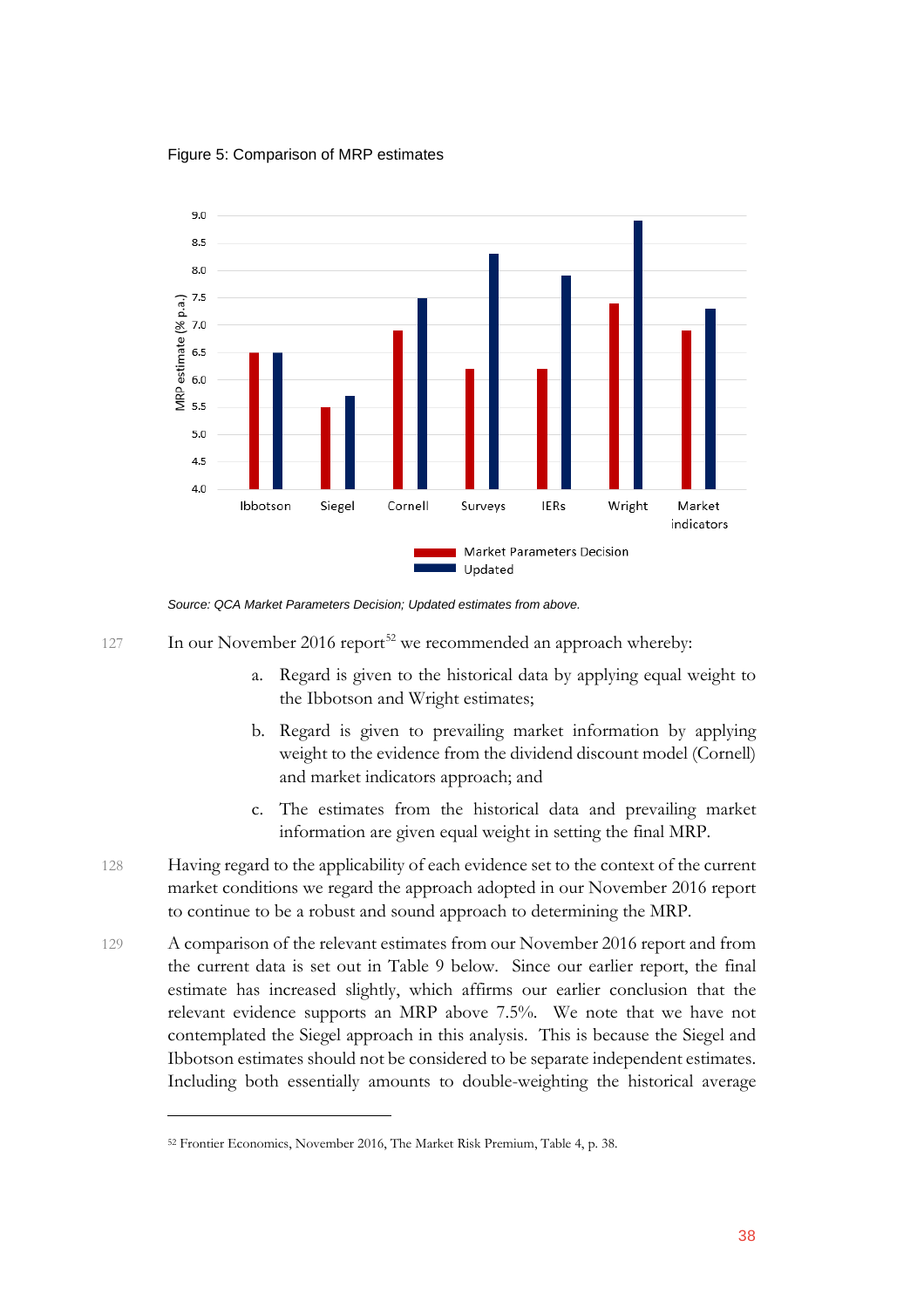Figure 5: Comparison of MRP estimates

*Source: QCA Market Parameters Decision; Updated estimates from above.*

127 In our November 2016 report[52] we recommended an approach whereby:

a. Regard is given to the historical data by applying equal weight to the Ibbotson and Wright estimates;

b. Regard is given to prevailing market information by applying weight to the evidence from the dividend discount model (Cornell) and market indicators approach; and

c. The estimates from the historical data and prevailing market information are given equal weight in setting the final MRP.

128 Having regard to the applicability of each evidence set to the context of the current market conditions we regard the approach adopted in our November 2016 report to continue to be a robust and sound approach to determining the MRP.

129 A comparison of the relevant estimates from our November 2016 report and from the current data is set out in Table 9 below. Since our earlier report, the final estimate has increased slightly, which affirms our earlier conclusion that the relevant evidence supports an MRP above 7.5%. We note that we have not contemplated the Siegel approach in this analysis. This is because the Siegel and Ibbotson estimates should not be considered to be separate independent estimates. Including both essentially amounts to double-weighting the historical average

---

[52] Frontier Economics, November 2016, The Market Risk Premium, Table 4, p. 38.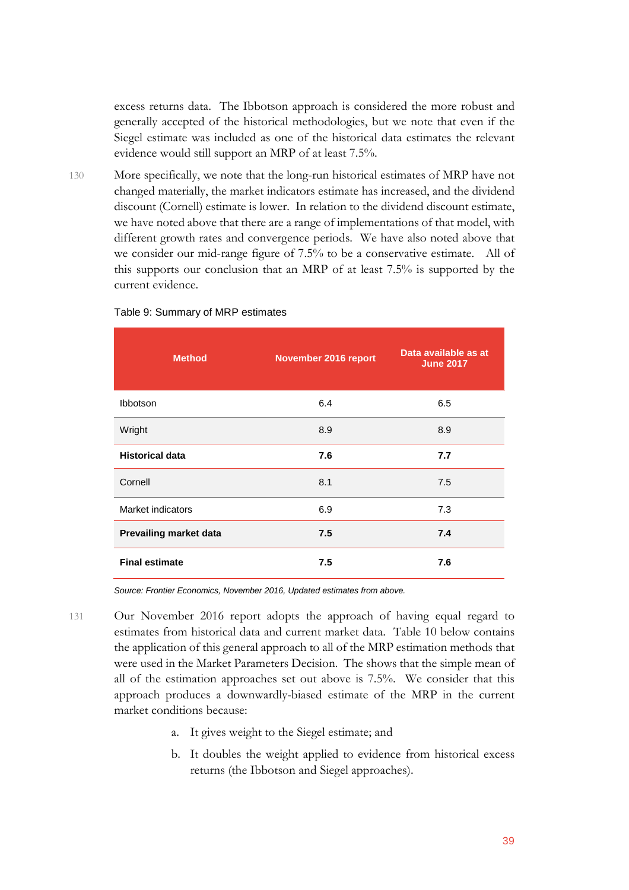excess returns data. The Ibbotson approach is considered the more robust and generally accepted of the historical methodologies, but we note that even if the Siegel estimate was included as one of the historical data estimates the relevant evidence would still support an MRP of at least 7.5%.

130 More specifically, we note that the long-run historical estimates of MRP have not changed materially, the market indicators estimate has increased, and the dividend discount (Cornell) estimate is lower. In relation to the dividend discount estimate, we have noted above that there are a range of implementations of that model, with different growth rates and convergence periods. We have also noted above that we consider our mid-range figure of 7.5% to be a conservative estimate. All of this supports our conclusion that an MRP of at least 7.5% is supported by the current evidence.

Table 9: Summary of MRP estimates

| Method | November 2016 report | Data available as at June 2017 |
|---|---|---|
| Ibbotson | 6.4 | 6.5 |
| Wright | 8.9 | 8.9 |
| **Historical data** | **7.6** | **7.7** |
| Cornell | 8.1 | 7.5 |
| Market indicators | 6.9 | 7.3 |
| **Prevailing market data** | **7.5** | **7.4** |
| **Final estimate** | **7.5** | **7.6** |

*Source: Frontier Economics, November 2016, Updated estimates from above.*

131 Our November 2016 report adopts the approach of having equal regard to estimates from historical data and current market data. Table 10 below contains the application of this general approach to all of the MRP estimation methods that were used in the Market Parameters Decision. The shows that the simple mean of all of the estimation approaches set out above is 7.5%. We consider that this approach produces a downwardly-biased estimate of the MRP in the current market conditions because:

a. It gives weight to the Siegel estimate; and

b. It doubles the weight applied to evidence from historical excess returns (the Ibbotson and Siegel approaches).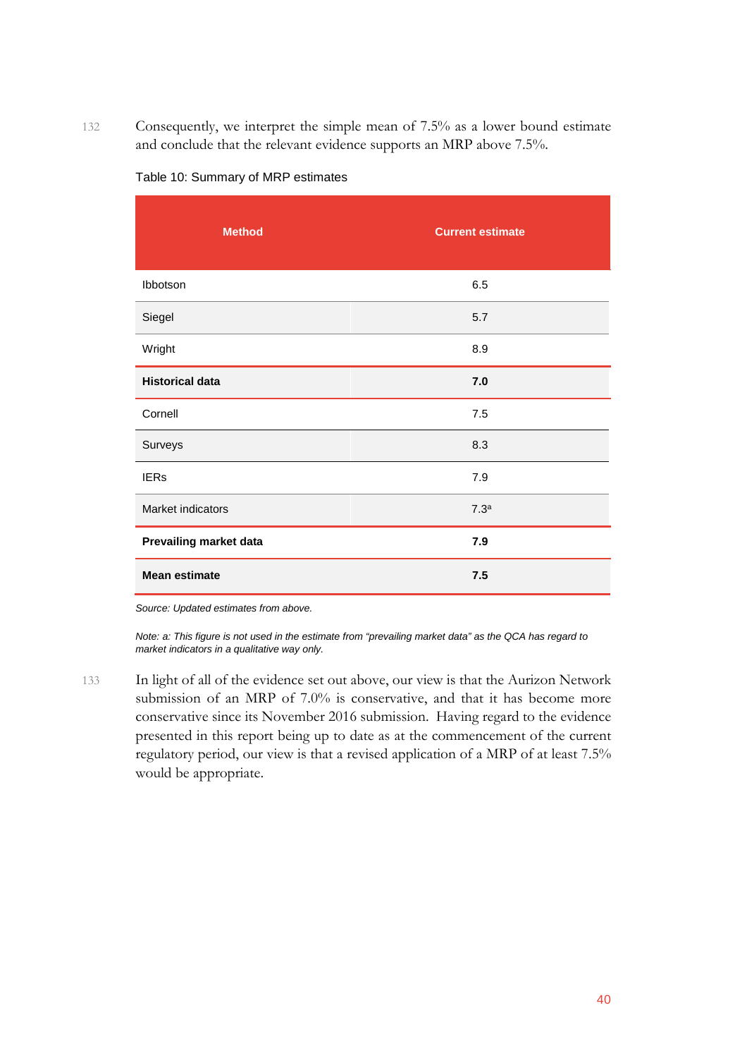132 Consequently, we interpret the simple mean of 7.5% as a lower bound estimate and conclude that the relevant evidence supports an MRP above 7.5%.

Table 10: Summary of MRP estimates

| Method | Current estimate |
|---|---|
| Ibbotson | 6.5 |
| Siegel | 5.7 |
| Wright | 8.9 |
| **Historical data** | **7.0** |
| Cornell | 7.5 |
| Surveys | 8.3 |
| IERs | 7.9 |
| Market indicators | 7.3[a] |
| **Prevailing market data** | **7.9** |
| **Mean estimate** | **7.5** |

*Source: Updated estimates from above.*

*Note: a: This figure is not used in the estimate from "prevailing market data" as the QCA has regard to market indicators in a qualitative way only.*

133 In light of all of the evidence set out above, our view is that the Aurizon Network submission of an MRP of 7.0% is conservative, and that it has become more conservative since its November 2016 submission. Having regard to the evidence presented in this report being up to date as at the commencement of the current regulatory period, our view is that a revised application of a MRP of at least 7.5% would be appropriate.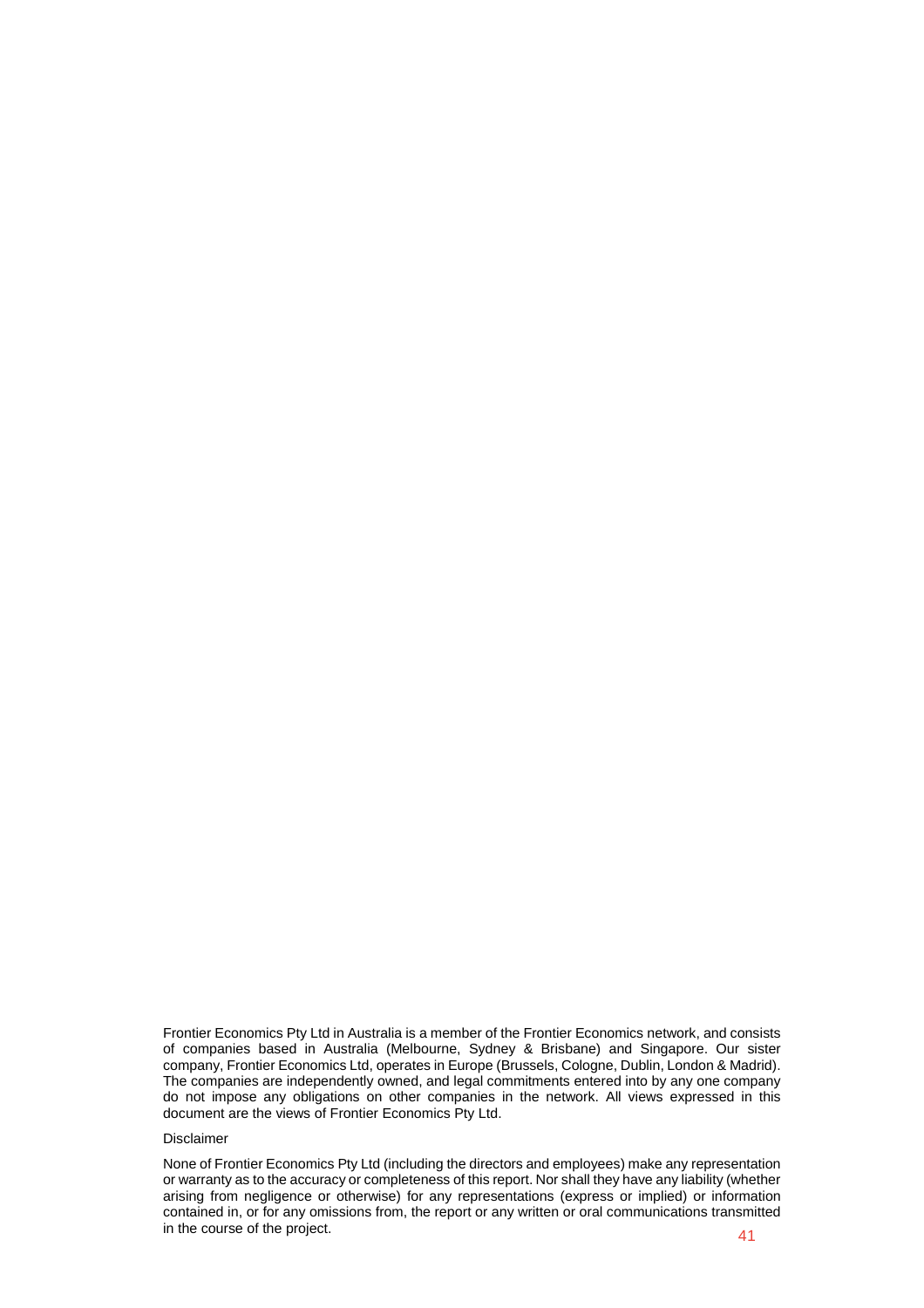Frontier Economics Pty Ltd in Australia is a member of the Frontier Economics network, and consists of companies based in Australia (Melbourne, Sydney & Brisbane) and Singapore. Our sister company, Frontier Economics Ltd, operates in Europe (Brussels, Cologne, Dublin, London & Madrid). The companies are independently owned, and legal commitments entered into by any one company do not impose any obligations on other companies in the network. All views expressed in this document are the views of Frontier Economics Pty Ltd.

Disclaimer

None of Frontier Economics Pty Ltd (including the directors and employees) make any representation or warranty as to the accuracy or completeness of this report. Nor shall they have any liability (whether arising from negligence or otherwise) for any representations (express or implied) or information contained in, or for any omissions from, the report or any written or oral communications transmitted in the course of the project.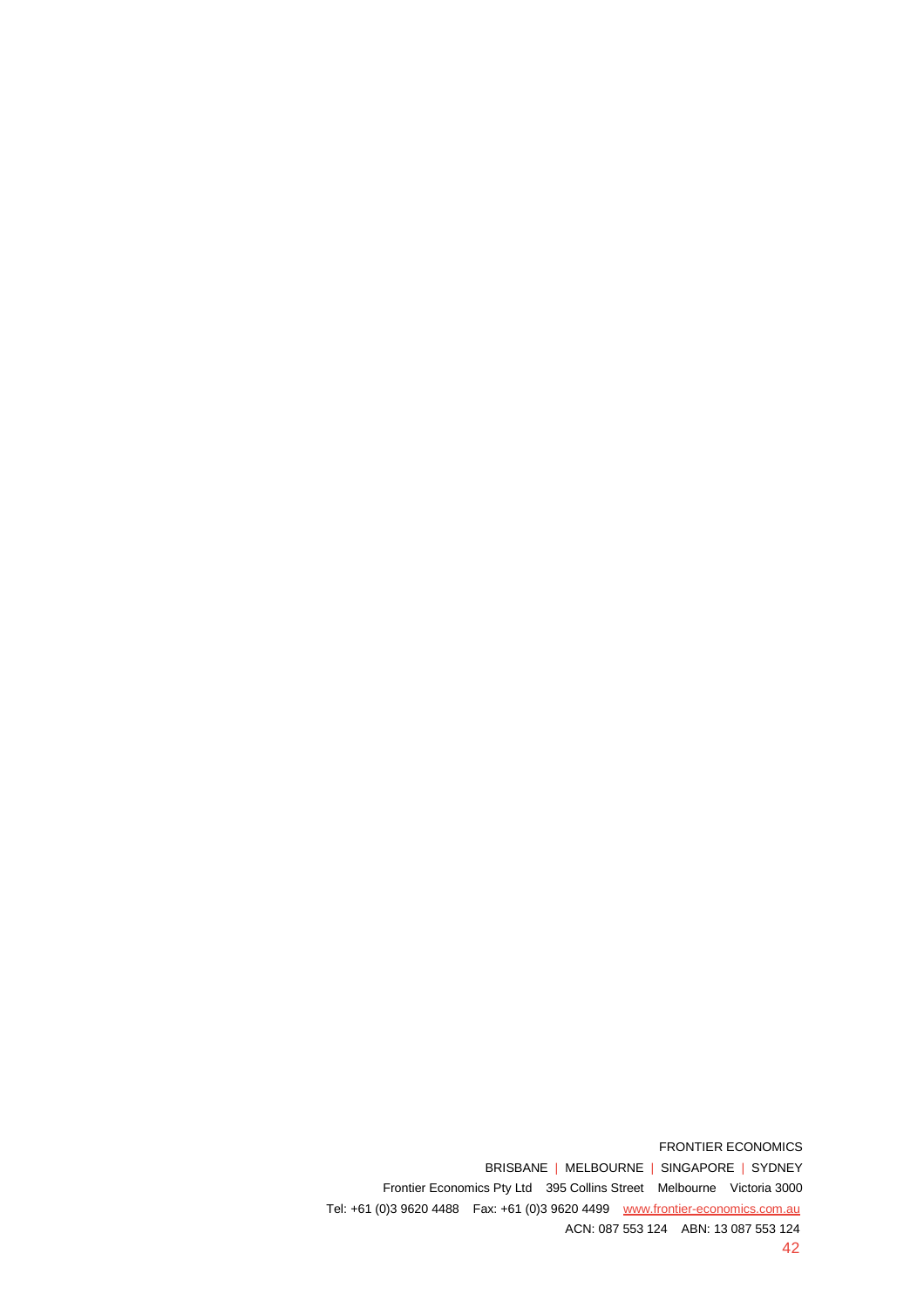FRONTIER ECONOMICS

BRISBANE | MELBOURNE | SINGAPORE | SYDNEY

Frontier Economics Pty Ltd 395 Collins Street Melbourne Victoria 3000

Tel: +61 (0)3 9620 4488 Fax: +61 (0)3 9620 4499 www.frontier-economics.com.au

ACN: 087 553 124 ABN: 13 087 553 124